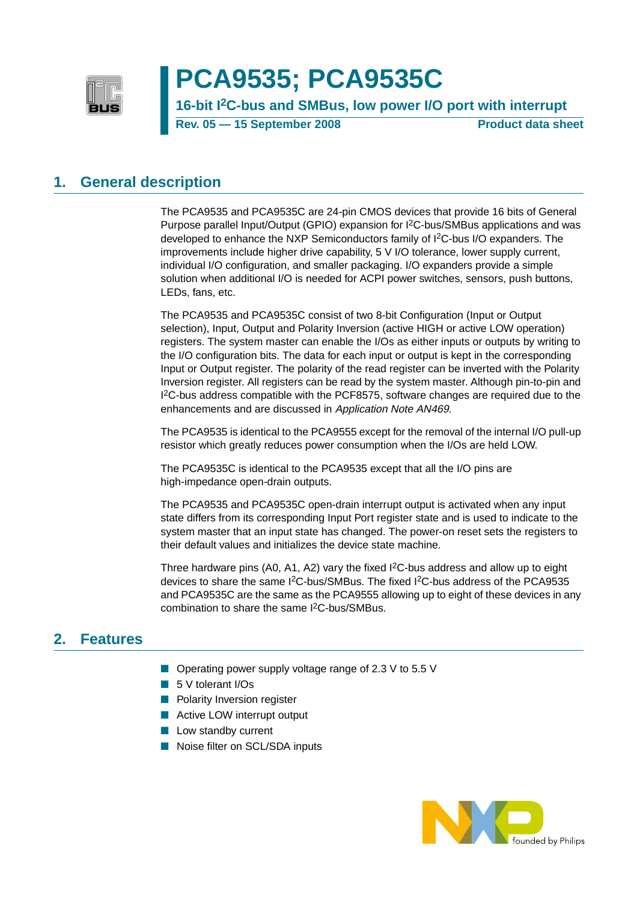# PCA9535; PCA9535C

**16-bit I²C-bus and SMBus, low power I/O port with interrupt**

**Rev. 05 — 15 September 2008** **Product data sheet**

## 1. General description

The PCA9535 and PCA9535C are 24-pin CMOS devices that provide 16 bits of General Purpose parallel Input/Output (GPIO) expansion for I²C-bus/SMBus applications and was developed to enhance the NXP Semiconductors family of I²C-bus I/O expanders. The improvements include higher drive capability, 5 V I/O tolerance, lower supply current, individual I/O configuration, and smaller packaging. I/O expanders provide a simple solution when additional I/O is needed for ACPI power switches, sensors, push buttons, LEDs, fans, etc.

The PCA9535 and PCA9535C consist of two 8-bit Configuration (Input or Output selection), Input, Output and Polarity Inversion (active HIGH or active LOW operation) registers. The system master can enable the I/Os as either inputs or outputs by writing to the I/O configuration bits. The data for each input or output is kept in the corresponding Input or Output register. The polarity of the read register can be inverted with the Polarity Inversion register. All registers can be read by the system master. Although pin-to-pin and I²C-bus address compatible with the PCF8575, software changes are required due to the enhancements and are discussed in *Application Note AN469*.

The PCA9535 is identical to the PCA9555 except for the removal of the internal I/O pull-up resistor which greatly reduces power consumption when the I/Os are held LOW.

The PCA9535C is identical to the PCA9535 except that all the I/O pins are high-impedance open-drain outputs.

The PCA9535 and PCA9535C open-drain interrupt output is activated when any input state differs from its corresponding Input Port register state and is used to indicate to the system master that an input state has changed. The power-on reset sets the registers to their default values and initializes the device state machine.

Three hardware pins (A0, A1, A2) vary the fixed I²C-bus address and allow up to eight devices to share the same I²C-bus/SMBus. The fixed I²C-bus address of the PCA9535 and PCA9535C are the same as the PCA9555 allowing up to eight of these devices in any combination to share the same I²C-bus/SMBus.

## 2. Features

- Operating power supply voltage range of 2.3 V to 5.5 V
- 5 V tolerant I/Os
- Polarity Inversion register
- Active LOW interrupt output
- Low standby current
- Noise filter on SCL/SDA inputs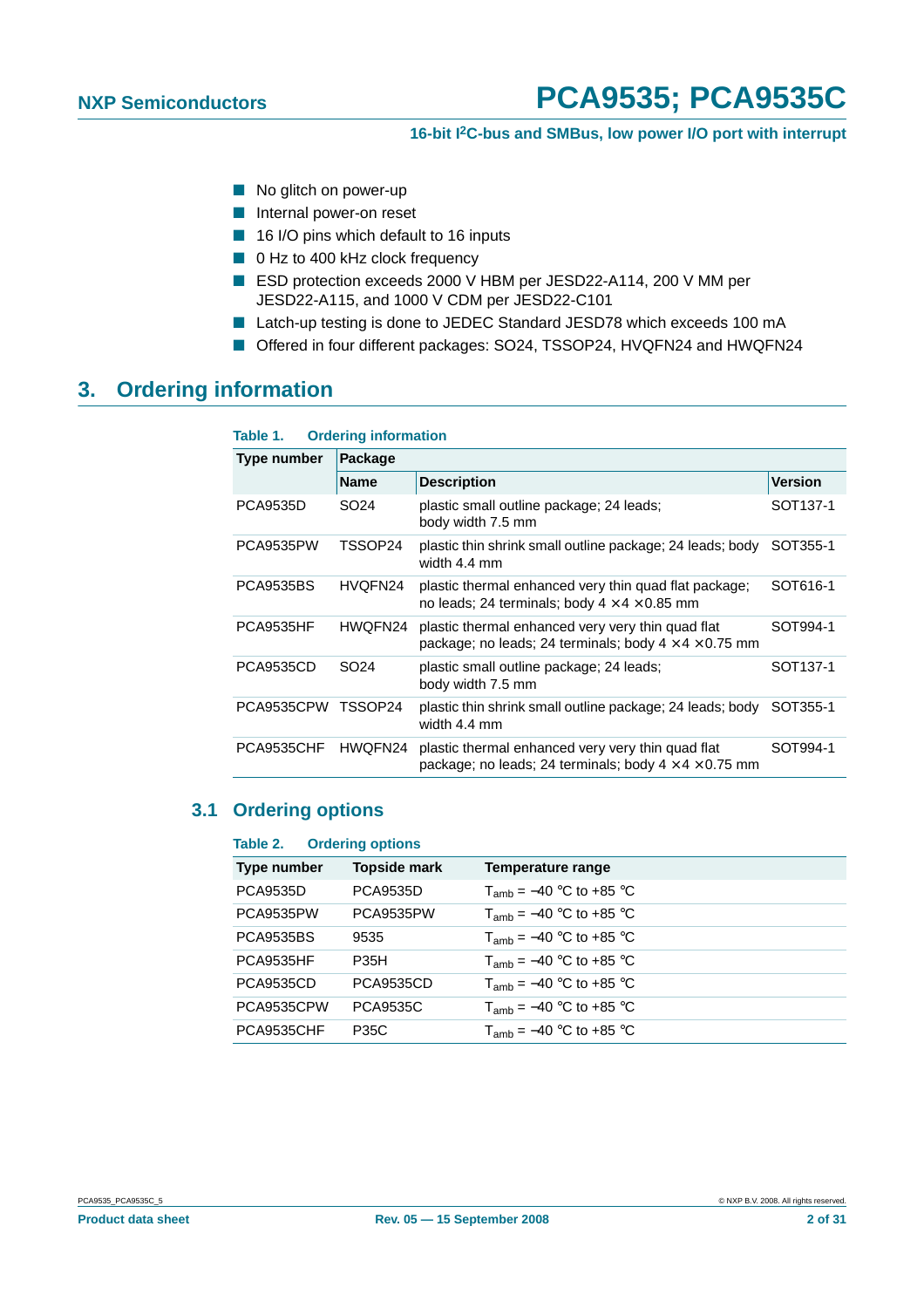- No glitch on power-up
- Internal power-on reset
- 16 I/O pins which default to 16 inputs
- 0 Hz to 400 kHz clock frequency
- ESD protection exceeds 2000 V HBM per JESD22-A114, 200 V MM per JESD22-A115, and 1000 V CDM per JESD22-C101
- Latch-up testing is done to JEDEC Standard JESD78 which exceeds 100 mA
- Offered in four different packages: SO24, TSSOP24, HVQFN24 and HWQFN24

# 3. Ordering information

**Table 1. Ordering information**

| Type number | Package | | |
|---|---|---|---|
| | **Name** | **Description** | **Version** |
| PCA9535D | SO24 | plastic small outline package; 24 leads; body width 7.5 mm | SOT137-1 |
| PCA9535PW | TSSOP24 | plastic thin shrink small outline package; 24 leads; body width 4.4 mm | SOT355-1 |
| PCA9535BS | HVQFN24 | plastic thermal enhanced very thin quad flat package; no leads; 24 terminals; body 4 × 4 × 0.85 mm | SOT616-1 |
| PCA9535HF | HWQFN24 | plastic thermal enhanced very very thin quad flat package; no leads; 24 terminals; body 4 × 4 × 0.75 mm | SOT994-1 |
| PCA9535CD | SO24 | plastic small outline package; 24 leads; body width 7.5 mm | SOT137-1 |
| PCA9535CPW | TSSOP24 | plastic thin shrink small outline package; 24 leads; body width 4.4 mm | SOT355-1 |
| PCA9535CHF | HWQFN24 | plastic thermal enhanced very very thin quad flat package; no leads; 24 terminals; body 4 × 4 × 0.75 mm | SOT994-1 |

## 3.1 Ordering options

**Table 2. Ordering options**

| Type number | Topside mark | Temperature range |
|---|---|---|
| PCA9535D | PCA9535D | $T_{amb}$ = −40 °C to +85 °C |
| PCA9535PW | PCA9535PW | $T_{amb}$ = −40 °C to +85 °C |
| PCA9535BS | 9535 | $T_{amb}$ = −40 °C to +85 °C |
| PCA9535HF | P35H | $T_{amb}$ = −40 °C to +85 °C |
| PCA9535CD | PCA9535CD | $T_{amb}$ = −40 °C to +85 °C |
| PCA9535CPW | PCA9535C | $T_{amb}$ = −40 °C to +85 °C |
| PCA9535CHF | P35C | $T_{amb}$ = −40 °C to +85 °C |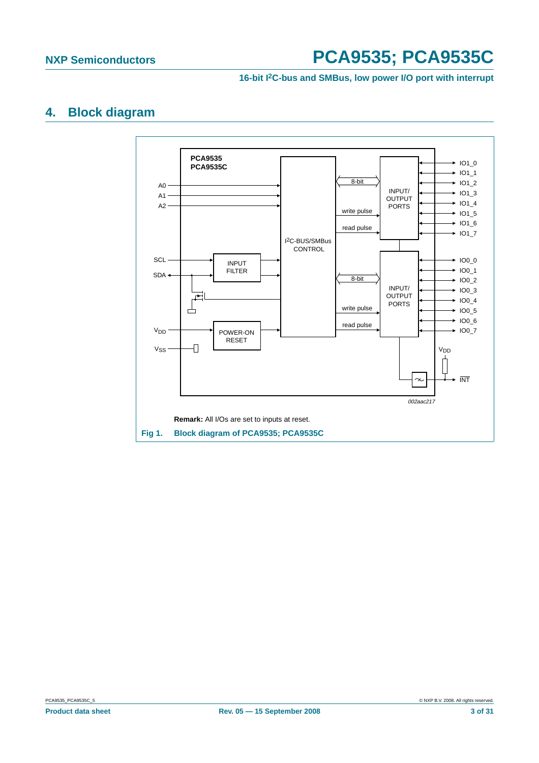## 4. Block diagram

Remark: All I/Os are set to inputs at reset.

**Fig 1. Block diagram of PCA9535; PCA9535C**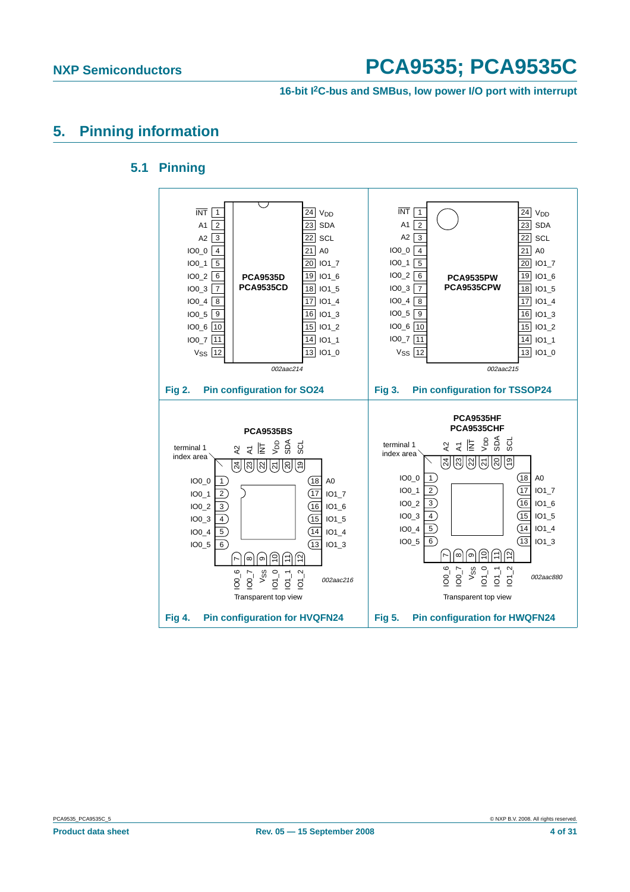# 5. Pinning information

## 5.1 Pinning

**Fig 2. Pin configuration for SO24**

**Fig 3. Pin configuration for TSSOP24**

**Fig 4. Pin configuration for HVQFN24**

**Fig 5. Pin configuration for HWQFN24**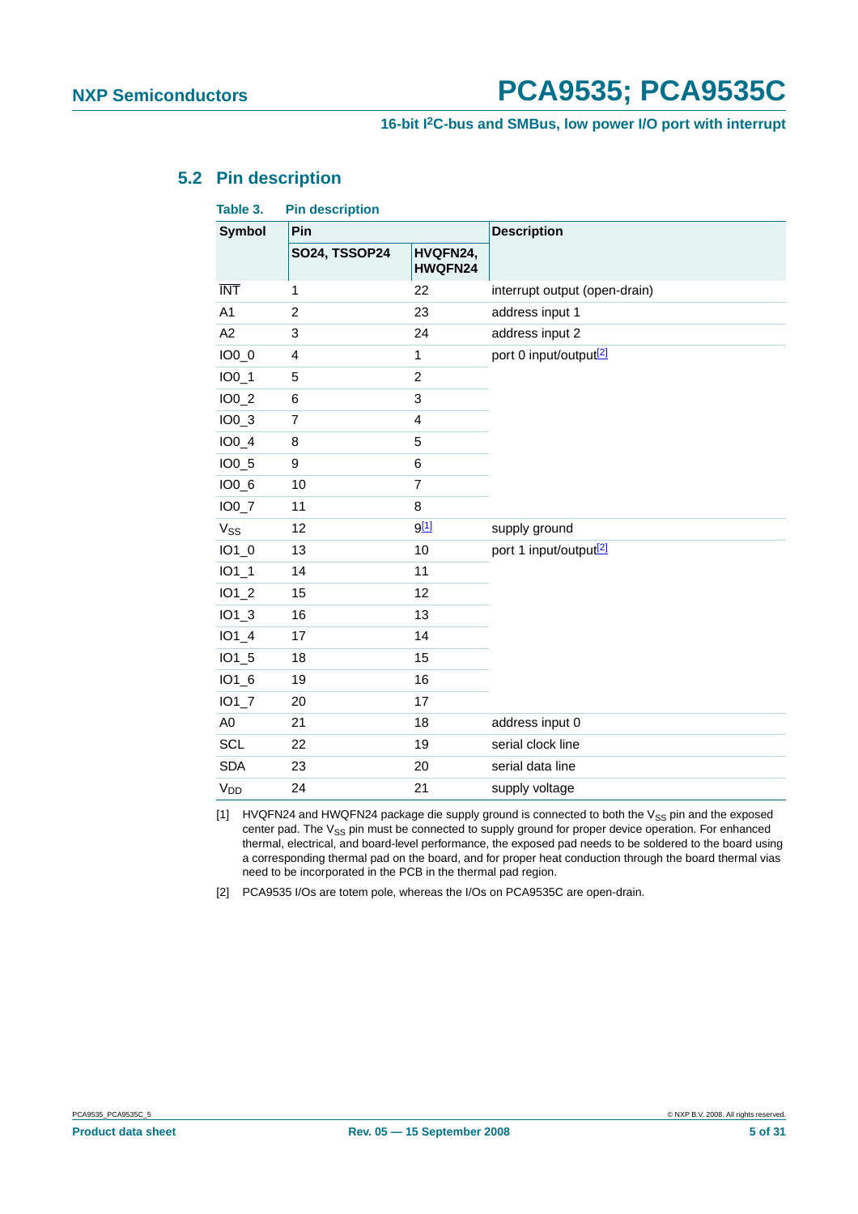### 5.2 Pin description

**Table 3. Pin description**

| Symbol | Pin | | Description |
|---|---|---|---|
| | SO24, TSSOP24 | HVQFN24, HWQFN24 | |
| $\overline{INT}$ | 1 | 22 | interrupt output (open-drain) |
| A1 | 2 | 23 | address input 1 |
| A2 | 3 | 24 | address input 2 |
| IO0_0 | 4 | 1 | port 0 input/output[2] |
| IO0_1 | 5 | 2 | |
| IO0_2 | 6 | 3 | |
| IO0_3 | 7 | 4 | |
| IO0_4 | 8 | 5 | |
| IO0_5 | 9 | 6 | |
| IO0_6 | 10 | 7 | |
| IO0_7 | 11 | 8 | |
| $V_{SS}$ | 12 | 9[1] | supply ground |
| IO1_0 | 13 | 10 | port 1 input/output[2] |
| IO1_1 | 14 | 11 | |
| IO1_2 | 15 | 12 | |
| IO1_3 | 16 | 13 | |
| IO1_4 | 17 | 14 | |
| IO1_5 | 18 | 15 | |
| IO1_6 | 19 | 16 | |
| IO1_7 | 20 | 17 | |
| A0 | 21 | 18 | address input 0 |
| SCL | 22 | 19 | serial clock line |
| SDA | 23 | 20 | serial data line |
| $V_{DD}$ | 24 | 21 | supply voltage |

[1] HVQFN24 and HWQFN24 package die supply ground is connected to both the $V_{SS}$ pin and the exposed center pad. The $V_{SS}$ pin must be connected to supply ground for proper device operation. For enhanced thermal, electrical, and board-level performance, the exposed pad needs to be soldered to the board using a corresponding thermal pad on the board, and for proper heat conduction through the board thermal vias need to be incorporated in the PCB in the thermal pad region.

[2] PCA9535 I/Os are totem pole, whereas the I/Os on PCA9535C are open-drain.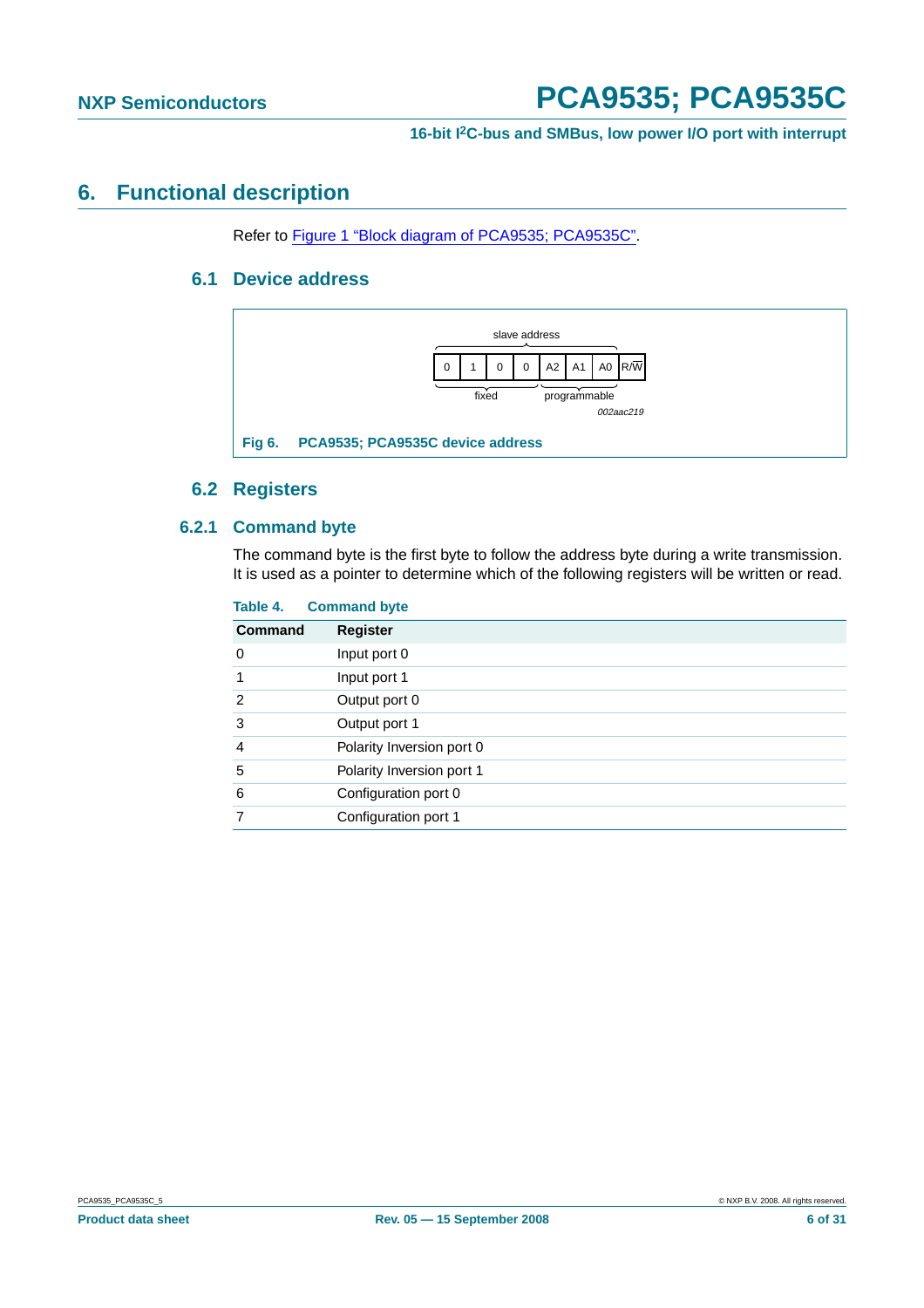# 6. Functional description

Refer to Figure 1 "Block diagram of PCA9535; PCA9535C".

## 6.1 Device address

| 0 | 1 | 0 | 0 | A2 | A1 | A0 | R/$\overline{W}$ |
|---|---|---|---|---|---|---|---|

slave address: bits 0 1 0 0 (fixed), A2 A1 A0 (programmable)

002aac219

**Fig 6. PCA9535; PCA9535C device address**

## 6.2 Registers

### 6.2.1 Command byte

The command byte is the first byte to follow the address byte during a write transmission. It is used as a pointer to determine which of the following registers will be written or read.

**Table 4. Command byte**

| Command | Register |
|---|---|
| 0 | Input port 0 |
| 1 | Input port 1 |
| 2 | Output port 0 |
| 3 | Output port 1 |
| 4 | Polarity Inversion port 0 |
| 5 | Polarity Inversion port 1 |
| 6 | Configuration port 0 |
| 7 | Configuration port 1 |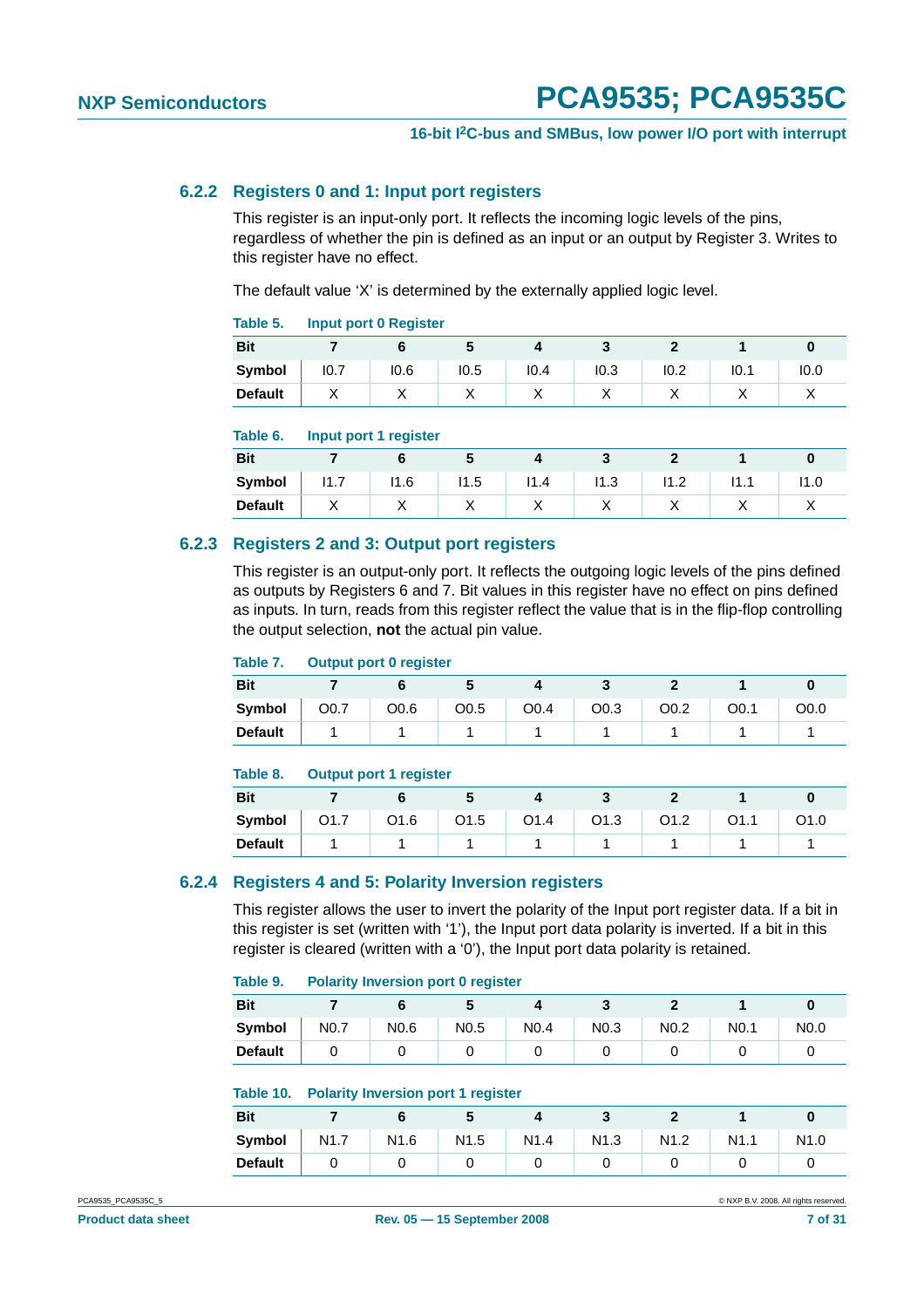### 6.2.2 Registers 0 and 1: Input port registers

This register is an input-only port. It reflects the incoming logic levels of the pins, regardless of whether the pin is defined as an input or an output by Register 3. Writes to this register have no effect.

The default value 'X' is determined by the externally applied logic level.

**Table 5. Input port 0 Register**

| Bit | 7 | 6 | 5 | 4 | 3 | 2 | 1 | 0 |
|---|---|---|---|---|---|---|---|---|
| Symbol | I0.7 | I0.6 | I0.5 | I0.4 | I0.3 | I0.2 | I0.1 | I0.0 |
| Default | X | X | X | X | X | X | X | X |

**Table 6. Input port 1 register**

| Bit | 7 | 6 | 5 | 4 | 3 | 2 | 1 | 0 |
|---|---|---|---|---|---|---|---|---|
| Symbol | I1.7 | I1.6 | I1.5 | I1.4 | I1.3 | I1.2 | I1.1 | I1.0 |
| Default | X | X | X | X | X | X | X | X |

### 6.2.3 Registers 2 and 3: Output port registers

This register is an output-only port. It reflects the outgoing logic levels of the pins defined as outputs by Registers 6 and 7. Bit values in this register have no effect on pins defined as inputs. In turn, reads from this register reflect the value that is in the flip-flop controlling the output selection, **not** the actual pin value.

**Table 7. Output port 0 register**

| Bit | 7 | 6 | 5 | 4 | 3 | 2 | 1 | 0 |
|---|---|---|---|---|---|---|---|---|
| Symbol | O0.7 | O0.6 | O0.5 | O0.4 | O0.3 | O0.2 | O0.1 | O0.0 |
| Default | 1 | 1 | 1 | 1 | 1 | 1 | 1 | 1 |

**Table 8. Output port 1 register**

| Bit | 7 | 6 | 5 | 4 | 3 | 2 | 1 | 0 |
|---|---|---|---|---|---|---|---|---|
| Symbol | O1.7 | O1.6 | O1.5 | O1.4 | O1.3 | O1.2 | O1.1 | O1.0 |
| Default | 1 | 1 | 1 | 1 | 1 | 1 | 1 | 1 |

### 6.2.4 Registers 4 and 5: Polarity Inversion registers

This register allows the user to invert the polarity of the Input port register data. If a bit in this register is set (written with '1'), the Input port data polarity is inverted. If a bit in this register is cleared (written with a '0'), the Input port data polarity is retained.

**Table 9. Polarity Inversion port 0 register**

| Bit | 7 | 6 | 5 | 4 | 3 | 2 | 1 | 0 |
|---|---|---|---|---|---|---|---|---|
| Symbol | N0.7 | N0.6 | N0.5 | N0.4 | N0.3 | N0.2 | N0.1 | N0.0 |
| Default | 0 | 0 | 0 | 0 | 0 | 0 | 0 | 0 |

**Table 10. Polarity Inversion port 1 register**

| Bit | 7 | 6 | 5 | 4 | 3 | 2 | 1 | 0 |
|---|---|---|---|---|---|---|---|---|
| Symbol | N1.7 | N1.6 | N1.5 | N1.4 | N1.3 | N1.2 | N1.1 | N1.0 |
| Default | 0 | 0 | 0 | 0 | 0 | 0 | 0 | 0 |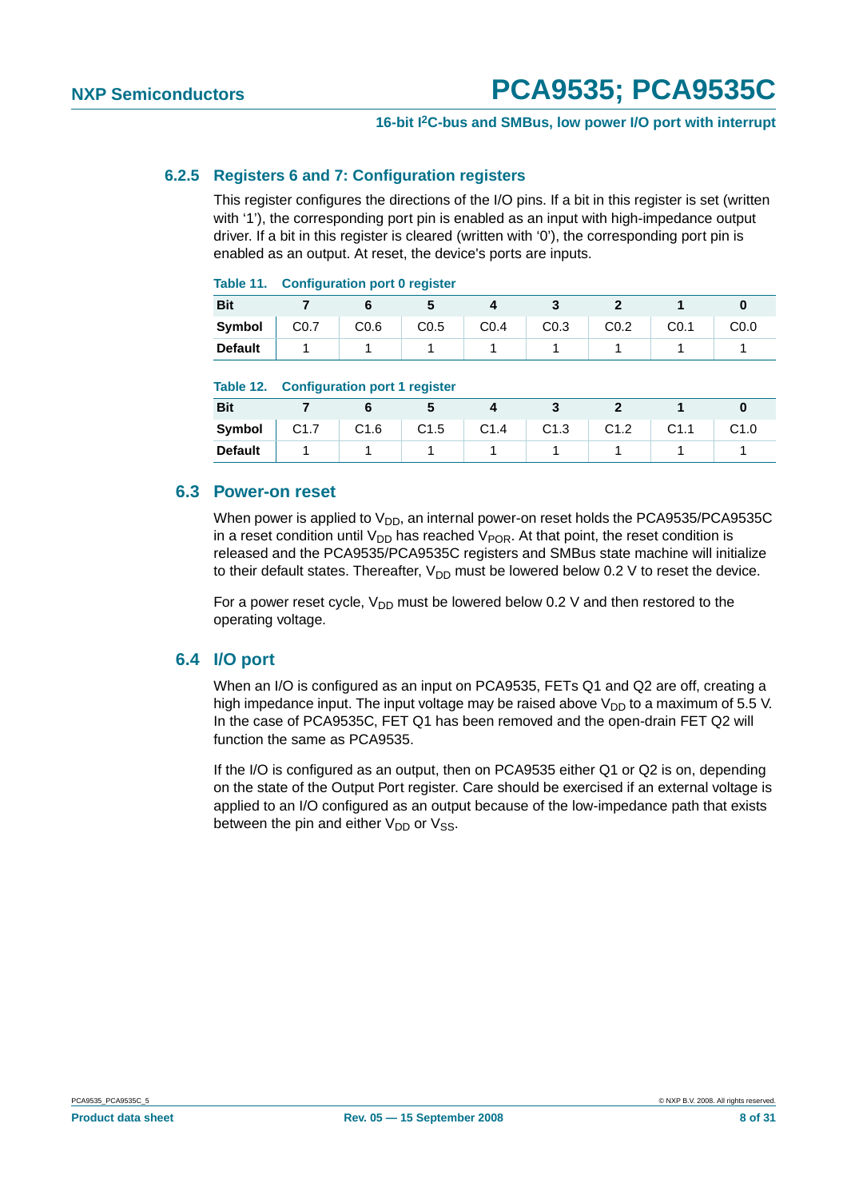### 6.2.5 Registers 6 and 7: Configuration registers

This register configures the directions of the I/O pins. If a bit in this register is set (written with '1'), the corresponding port pin is enabled as an input with high-impedance output driver. If a bit in this register is cleared (written with '0'), the corresponding port pin is enabled as an output. At reset, the device's ports are inputs.

**Table 11. Configuration port 0 register**

| Bit | 7 | 6 | 5 | 4 | 3 | 2 | 1 | 0 |
|---|---|---|---|---|---|---|---|---|
| Symbol | C0.7 | C0.6 | C0.5 | C0.4 | C0.3 | C0.2 | C0.1 | C0.0 |
| Default | 1 | 1 | 1 | 1 | 1 | 1 | 1 | 1 |

**Table 12. Configuration port 1 register**

| Bit | 7 | 6 | 5 | 4 | 3 | 2 | 1 | 0 |
|---|---|---|---|---|---|---|---|---|
| Symbol | C1.7 | C1.6 | C1.5 | C1.4 | C1.3 | C1.2 | C1.1 | C1.0 |
| Default | 1 | 1 | 1 | 1 | 1 | 1 | 1 | 1 |

## 6.3 Power-on reset

When power is applied to $V_{DD}$, an internal power-on reset holds the PCA9535/PCA9535C in a reset condition until $V_{DD}$ has reached $V_{POR}$. At that point, the reset condition is released and the PCA9535/PCA9535C registers and SMBus state machine will initialize to their default states. Thereafter, $V_{DD}$ must be lowered below 0.2 V to reset the device.

For a power reset cycle, $V_{DD}$ must be lowered below 0.2 V and then restored to the operating voltage.

## 6.4 I/O port

When an I/O is configured as an input on PCA9535, FETs Q1 and Q2 are off, creating a high impedance input. The input voltage may be raised above $V_{DD}$ to a maximum of 5.5 V. In the case of PCA9535C, FET Q1 has been removed and the open-drain FET Q2 will function the same as PCA9535.

If the I/O is configured as an output, then on PCA9535 either Q1 or Q2 is on, depending on the state of the Output Port register. Care should be exercised if an external voltage is applied to an I/O configured as an output because of the low-impedance path that exists between the pin and either $V_{DD}$ or $V_{SS}$.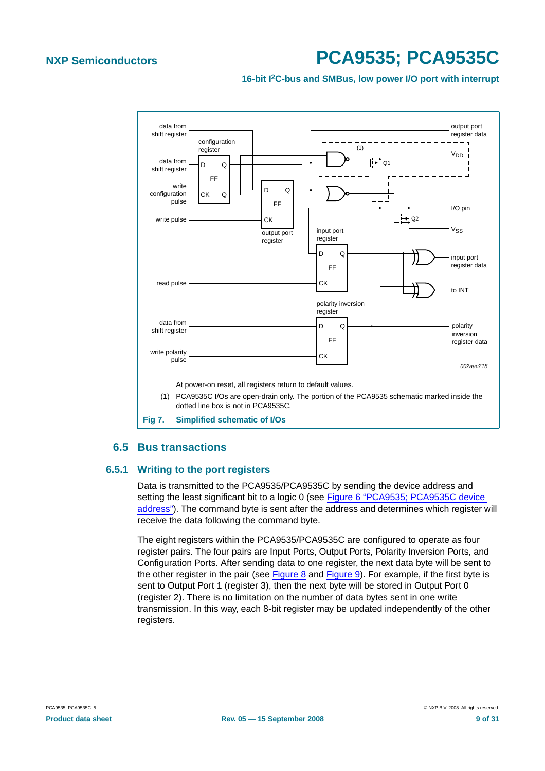At power-on reset, all registers return to default values.

(1) PCA9535C I/Os are open-drain only. The portion of the PCA9535 schematic marked inside the dotted line box is not in PCA9535C.

**Fig 7. Simplified schematic of I/Os**

## 6.5 Bus transactions

### 6.5.1 Writing to the port registers

Data is transmitted to the PCA9535/PCA9535C by sending the device address and setting the least significant bit to a logic 0 (see Figure 6 "PCA9535; PCA9535C device address"). The command byte is sent after the address and determines which register will receive the data following the command byte.

The eight registers within the PCA9535/PCA9535C are configured to operate as four register pairs. The four pairs are Input Ports, Output Ports, Polarity Inversion Ports, and Configuration Ports. After sending data to one register, the next data byte will be sent to the other register in the pair (see Figure 8 and Figure 9). For example, if the first byte is sent to Output Port 1 (register 3), then the next byte will be stored in Output Port 0 (register 2). There is no limitation on the number of data bytes sent in one write transmission. In this way, each 8-bit register may be updated independently of the other registers.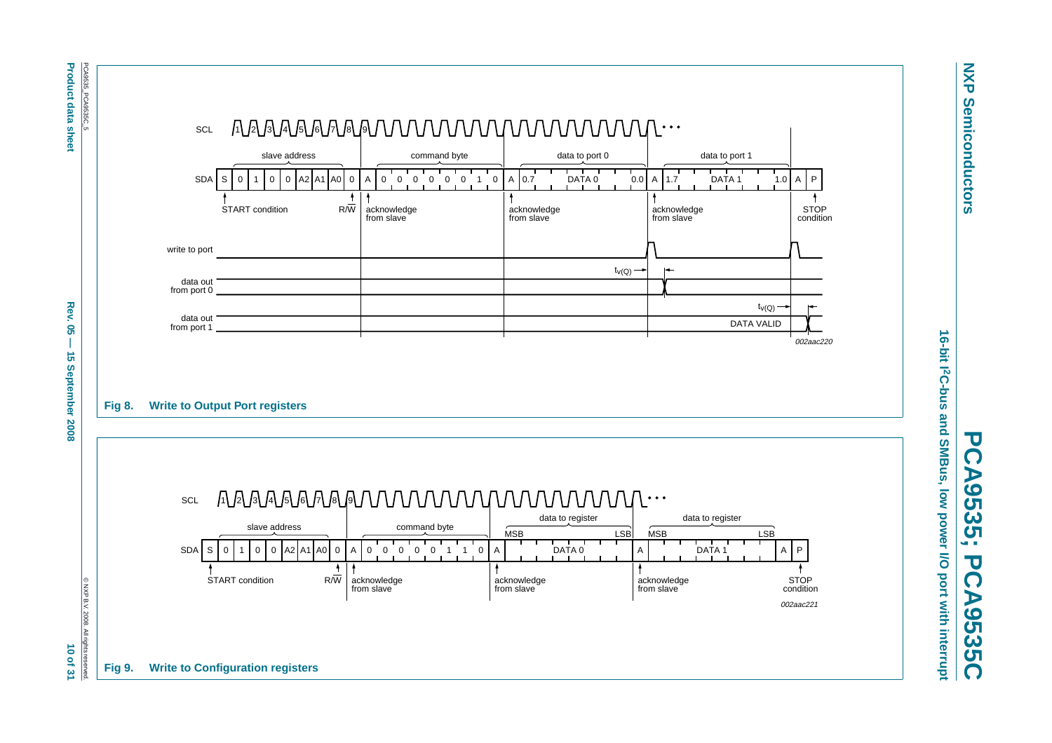Fig 8. Write to Output Port registers

Fig 9. Write to Configuration registers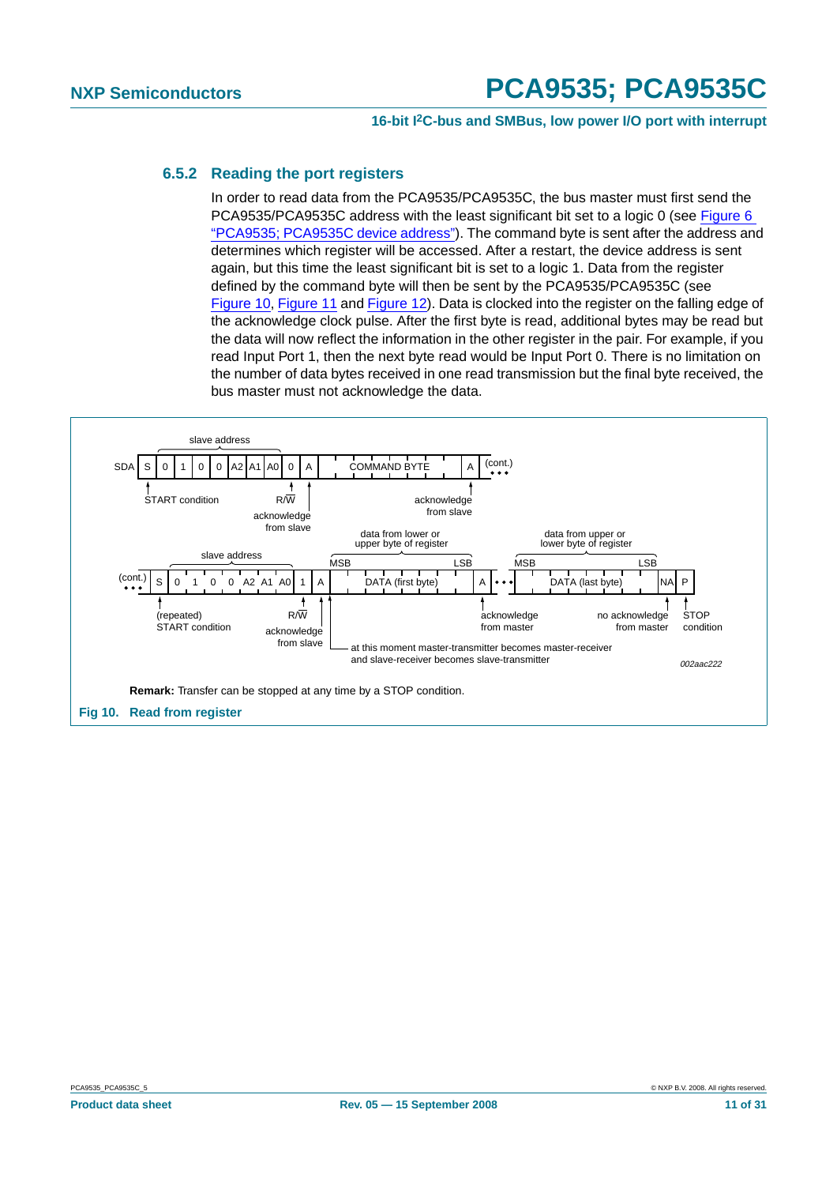### 6.5.2 Reading the port registers

In order to read data from the PCA9535/PCA9535C, the bus master must first send the PCA9535/PCA9535C address with the least significant bit set to a logic 0 (see Figure 6 "PCA9535; PCA9535C device address"). The command byte is sent after the address and determines which register will be accessed. After a restart, the device address is sent again, but this time the least significant bit is set to a logic 1. Data from the register defined by the command byte will then be sent by the PCA9535/PCA9535C (see Figure 10, Figure 11 and Figure 12). Data is clocked into the register on the falling edge of the acknowledge clock pulse. After the first byte is read, additional bytes may be read but the data will now reflect the information in the other register in the pair. For example, if you read Input Port 1, then the next byte read would be Input Port 0. There is no limitation on the number of data bytes received in one read transmission but the final byte received, the bus master must not acknowledge the data.

SDA: S | 0 1 0 0 A2 A1 A0 (slave address) | 0 (R/W) | A (acknowledge from slave) | COMMAND BYTE | A (acknowledge from slave) | (cont.)

(cont.) | S ((repeated) START condition) | 0 1 0 0 A2 A1 A0 (slave address) | 1 (R/W) | A (acknowledge from slave) | MSB DATA (first byte) LSB (data from lower or upper byte of register) | A (acknowledge from master) | ... | MSB DATA (last byte) LSB (data from upper or lower byte of register) | NA (no acknowledge from master) | P (STOP condition)

START condition; at this moment master-transmitter becomes master-receiver and slave-receiver becomes slave-transmitter

002aac222

**Remark:** Transfer can be stopped at any time by a STOP condition.

**Fig 10. Read from register**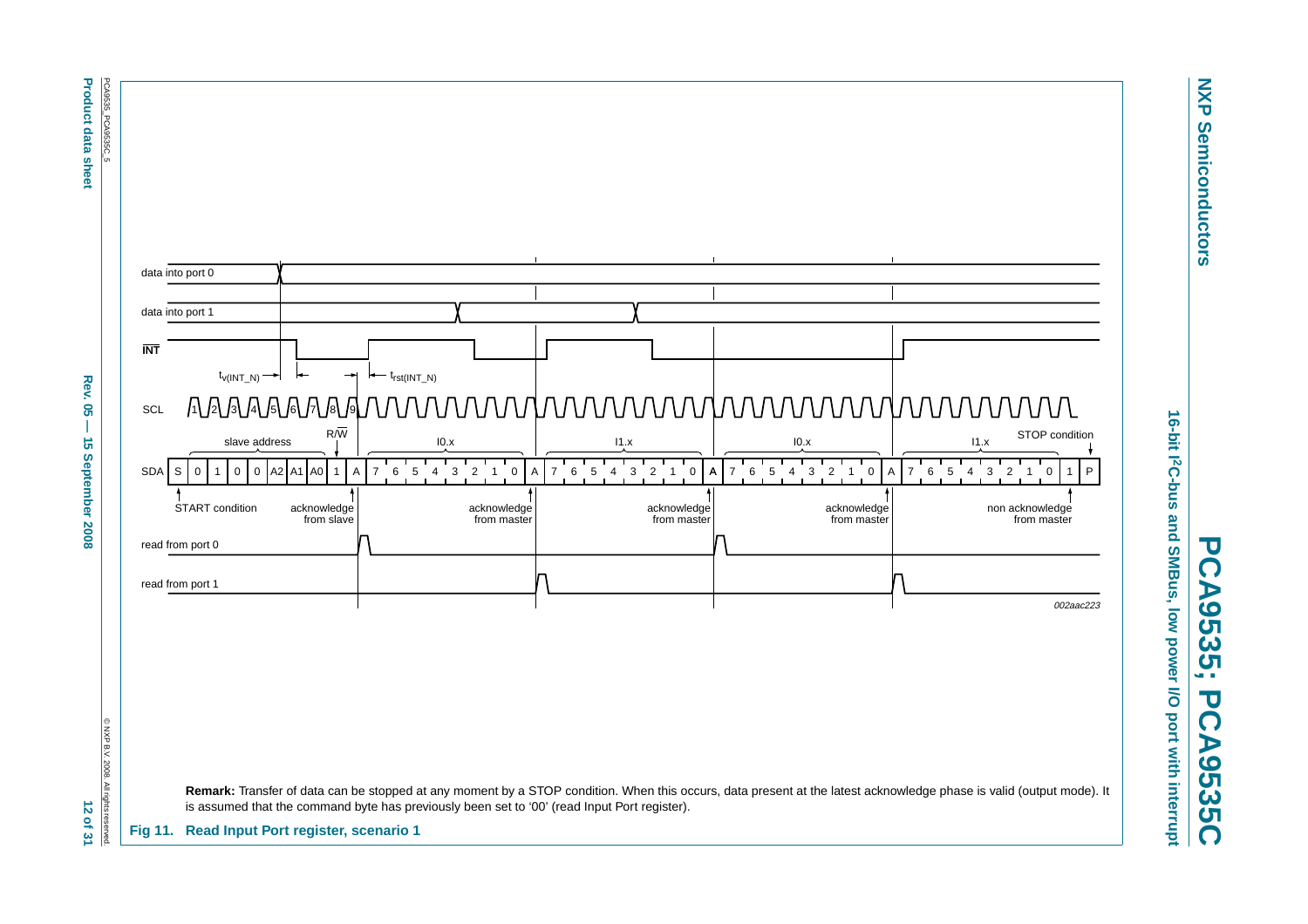**Remark:** Transfer of data can be stopped at any moment by a STOP condition. When this occurs, data present at the latest acknowledge phase is valid (output mode). It is assumed that the command byte has previously been set to '00' (read Input Port register).

**Fig 11. Read Input Port register, scenario 1**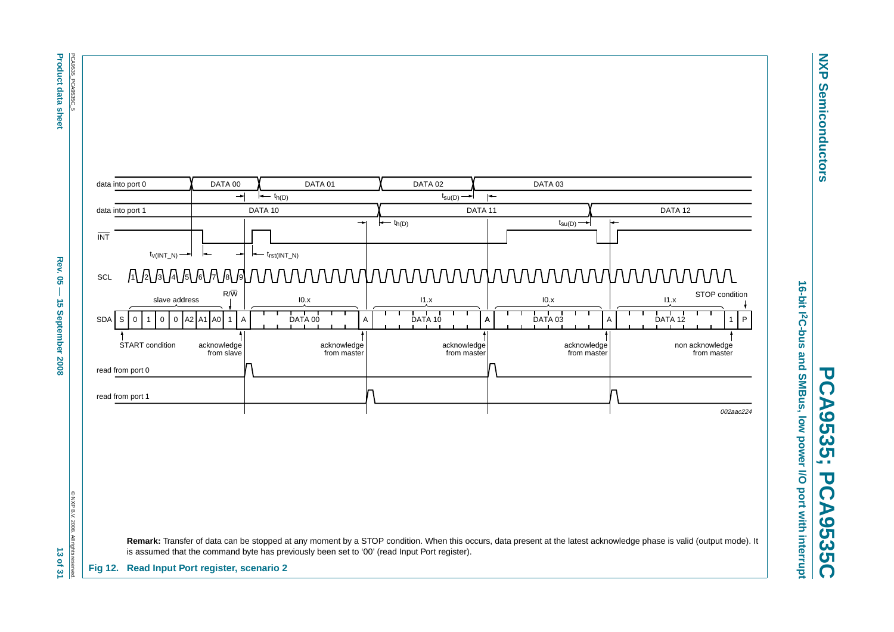**Remark:** Transfer of data can be stopped at any moment by a STOP condition. When this occurs, data present at the latest acknowledge phase is valid (output mode). It is assumed that the command byte has previously been set to '00' (read Input Port register).

**Fig 12. Read Input Port register, scenario 2**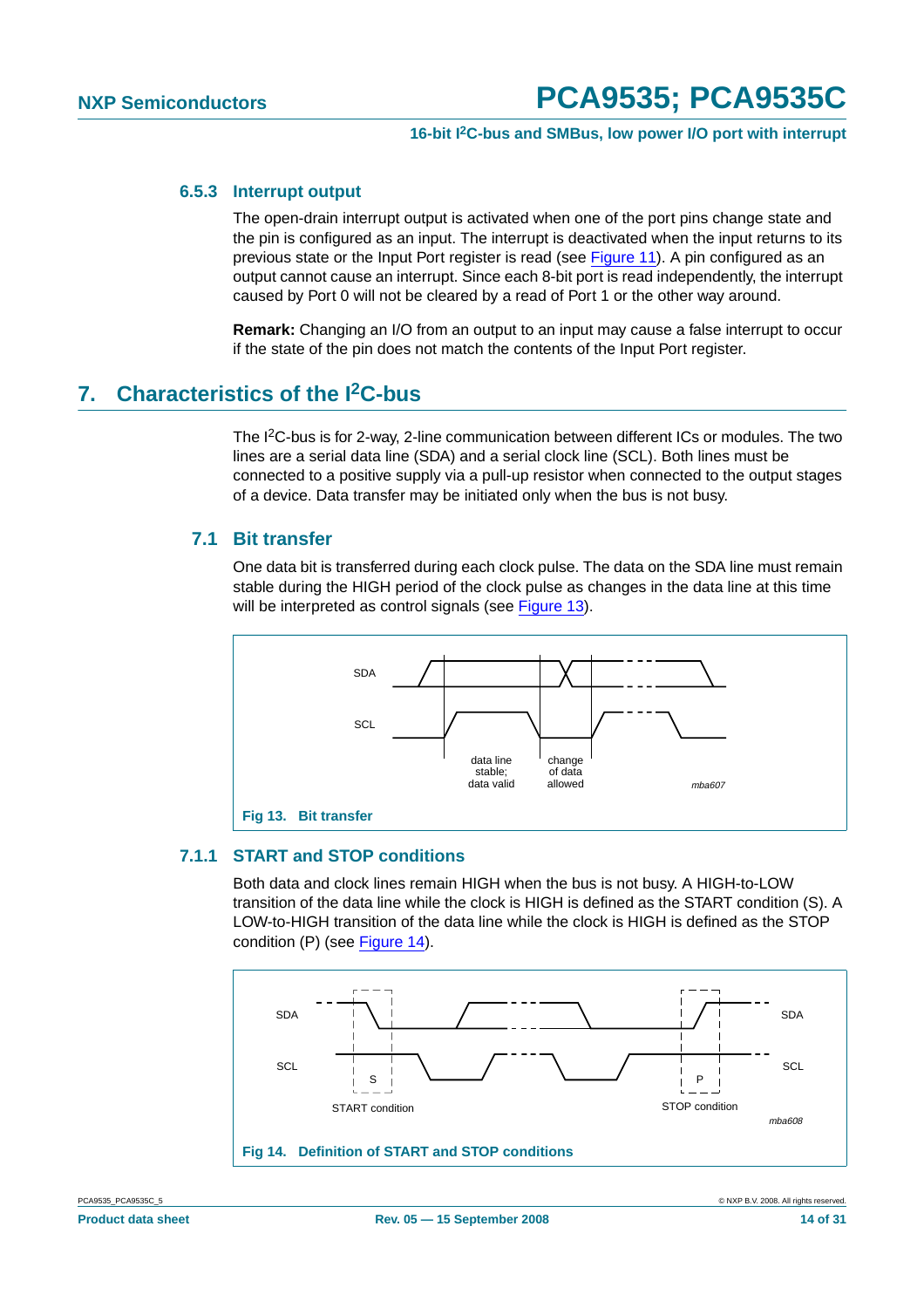#### 6.5.3 Interrupt output

The open-drain interrupt output is activated when one of the port pins change state and the pin is configured as an input. The interrupt is deactivated when the input returns to its previous state or the Input Port register is read (see Figure 11). A pin configured as an output cannot cause an interrupt. Since each 8-bit port is read independently, the interrupt caused by Port 0 will not be cleared by a read of Port 1 or the other way around.

**Remark:** Changing an I/O from an output to an input may cause a false interrupt to occur if the state of the pin does not match the contents of the Input Port register.

## 7. Characteristics of the I2C-bus

The I2C-bus is for 2-way, 2-line communication between different ICs or modules. The two lines are a serial data line (SDA) and a serial clock line (SCL). Both lines must be connected to a positive supply via a pull-up resistor when connected to the output stages of a device. Data transfer may be initiated only when the bus is not busy.

### 7.1 Bit transfer

One data bit is transferred during each clock pulse. The data on the SDA line must remain stable during the HIGH period of the clock pulse as changes in the data line at this time will be interpreted as control signals (see Figure 13).

**Fig 13. Bit transfer**

#### 7.1.1 START and STOP conditions

Both data and clock lines remain HIGH when the bus is not busy. A HIGH-to-LOW transition of the data line while the clock is HIGH is defined as the START condition (S). A LOW-to-HIGH transition of the data line while the clock is HIGH is defined as the STOP condition (P) (see Figure 14).

**Fig 14. Definition of START and STOP conditions**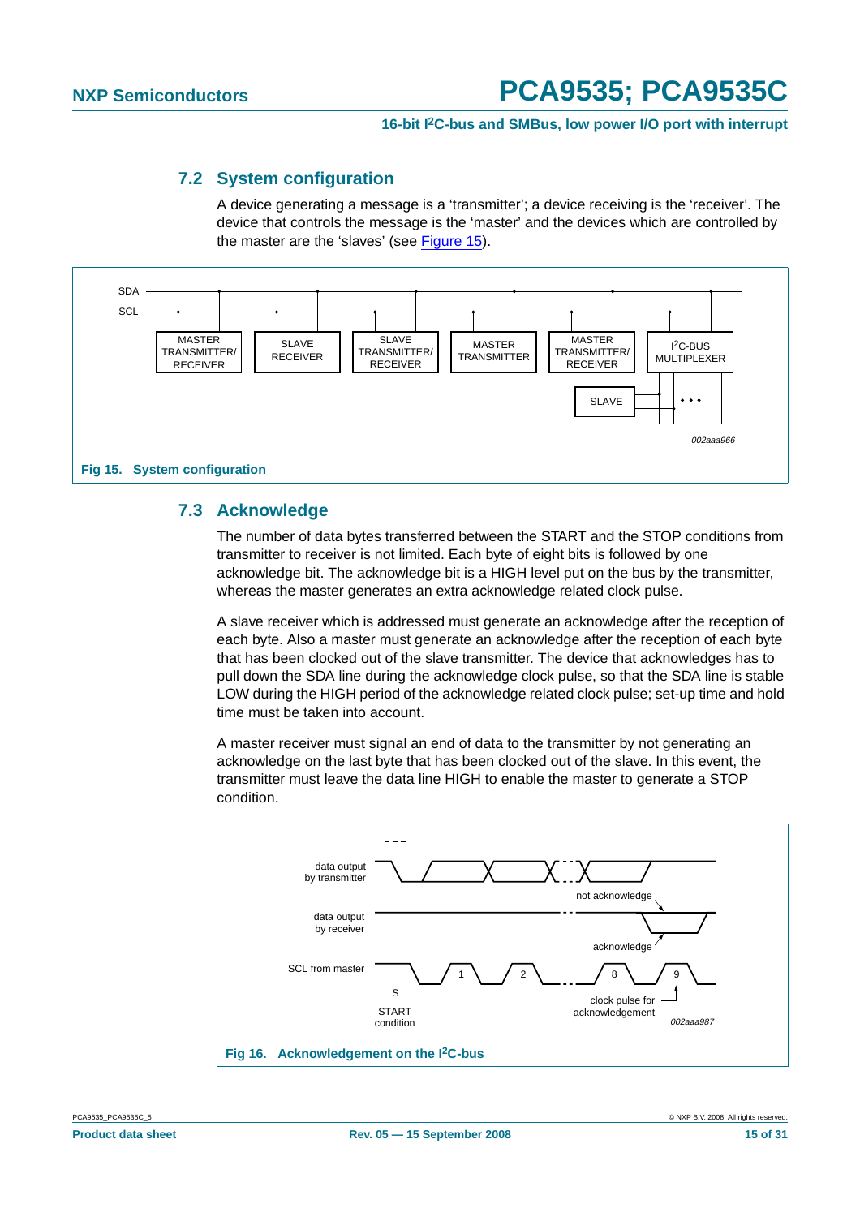## 7.2 System configuration

A device generating a message is a ‘transmitter’; a device receiving is the ‘receiver’. The device that controls the message is the ‘master’ and the devices which are controlled by the master are the ‘slaves’ (see Figure 15).

Fig 15. System configuration

## 7.3 Acknowledge

The number of data bytes transferred between the START and the STOP conditions from transmitter to receiver is not limited. Each byte of eight bits is followed by one acknowledge bit. The acknowledge bit is a HIGH level put on the bus by the transmitter, whereas the master generates an extra acknowledge related clock pulse.

A slave receiver which is addressed must generate an acknowledge after the reception of each byte. Also a master must generate an acknowledge after the reception of each byte that has been clocked out of the slave transmitter. The device that acknowledges has to pull down the SDA line during the acknowledge clock pulse, so that the SDA line is stable LOW during the HIGH period of the acknowledge related clock pulse; set-up time and hold time must be taken into account.

A master receiver must signal an end of data to the transmitter by not generating an acknowledge on the last byte that has been clocked out of the slave. In this event, the transmitter must leave the data line HIGH to enable the master to generate a STOP condition.

Fig 16. Acknowledgement on the I²C-bus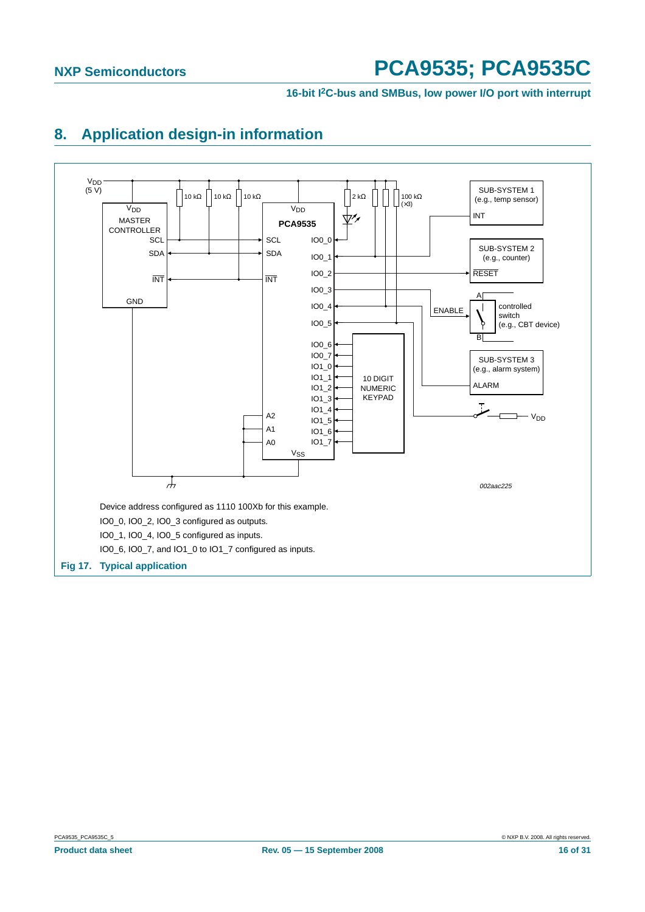# 8. Application design-in information

Device address configured as 1110 100Xb for this example.

IO0_0, IO0_2, IO0_3 configured as outputs.

IO0_1, IO0_4, IO0_5 configured as inputs.

IO0_6, IO0_7, and IO1_0 to IO1_7 configured as inputs.

**Fig 17. Typical application**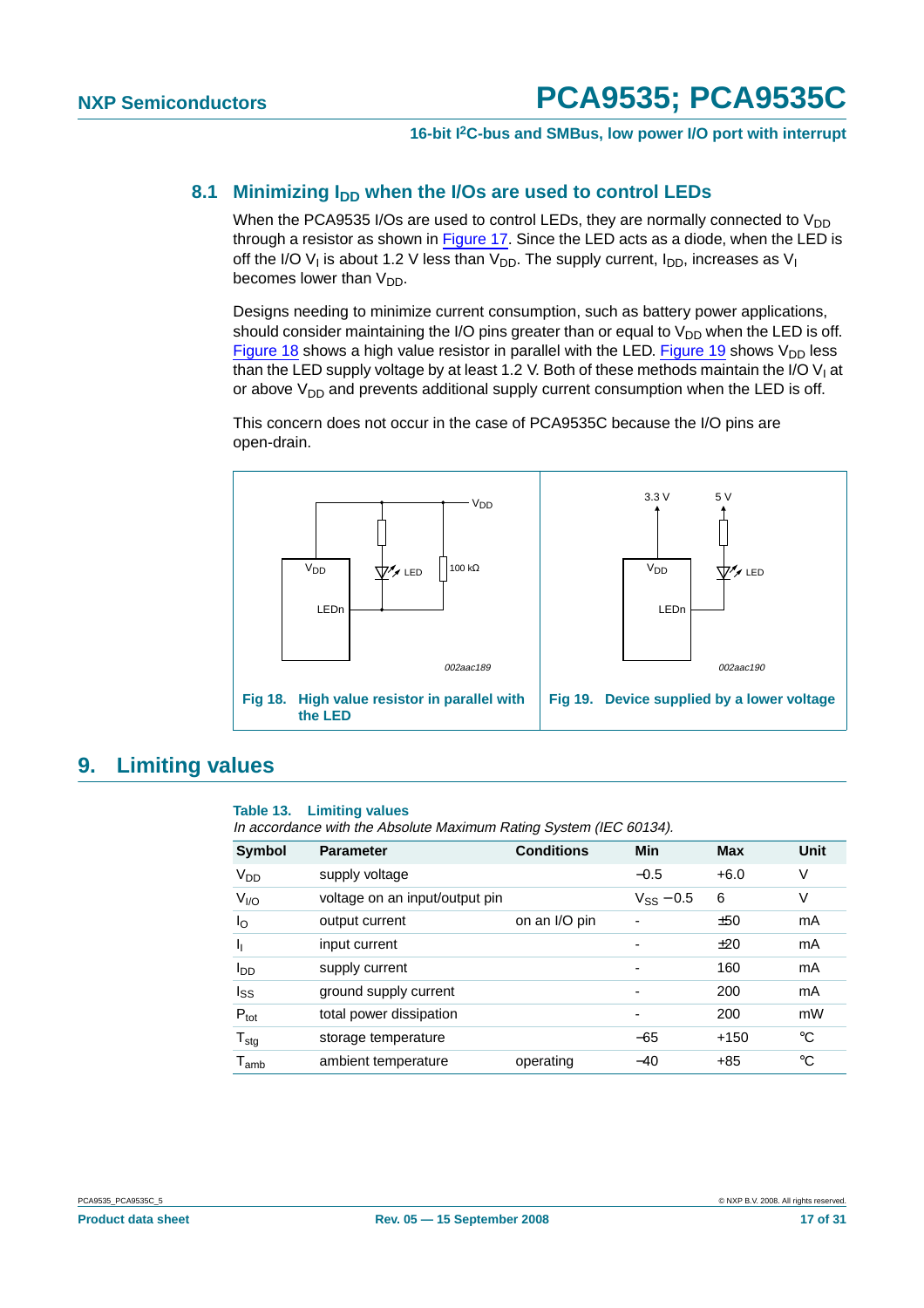### 8.1 Minimizing $I_{DD}$ when the I/Os are used to control LEDs

When the PCA9535 I/Os are used to control LEDs, they are normally connected to $V_{DD}$ through a resistor as shown in Figure 17. Since the LED acts as a diode, when the LED is off the I/O $V_I$ is about 1.2 V less than $V_{DD}$. The supply current, $I_{DD}$, increases as $V_I$ becomes lower than $V_{DD}$.

Designs needing to minimize current consumption, such as battery power applications, should consider maintaining the I/O pins greater than or equal to $V_{DD}$ when the LED is off. Figure 18 shows a high value resistor in parallel with the LED. Figure 19 shows $V_{DD}$ less than the LED supply voltage by at least 1.2 V. Both of these methods maintain the I/O $V_I$ at or above $V_{DD}$ and prevents additional supply current consumption when the LED is off.

This concern does not occur in the case of PCA9535C because the I/O pins are open-drain.

**Fig 18. High value resistor in parallel with the LED**

**Fig 19. Device supplied by a lower voltage**

## 9. Limiting values

**Table 13. Limiting values**

*In accordance with the Absolute Maximum Rating System (IEC 60134).*

| Symbol | Parameter | Conditions | Min | Max | Unit |
|---|---|---|---|---|---|
| $V_{DD}$ | supply voltage | | −0.5 | +6.0 | V |
| $V_{I/O}$ | voltage on an input/output pin | | $V_{SS}$ − 0.5 | 6 | V |
| $I_O$ | output current | on an I/O pin | - | ±50 | mA |
| $I_I$ | input current | | - | ±20 | mA |
| $I_{DD}$ | supply current | | - | 160 | mA |
| $I_{SS}$ | ground supply current | | - | 200 | mA |
| $P_{tot}$ | total power dissipation | | - | 200 | mW |
| $T_{stg}$ | storage temperature | | −65 | +150 | °C |
| $T_{amb}$ | ambient temperature | operating | −40 | +85 | °C |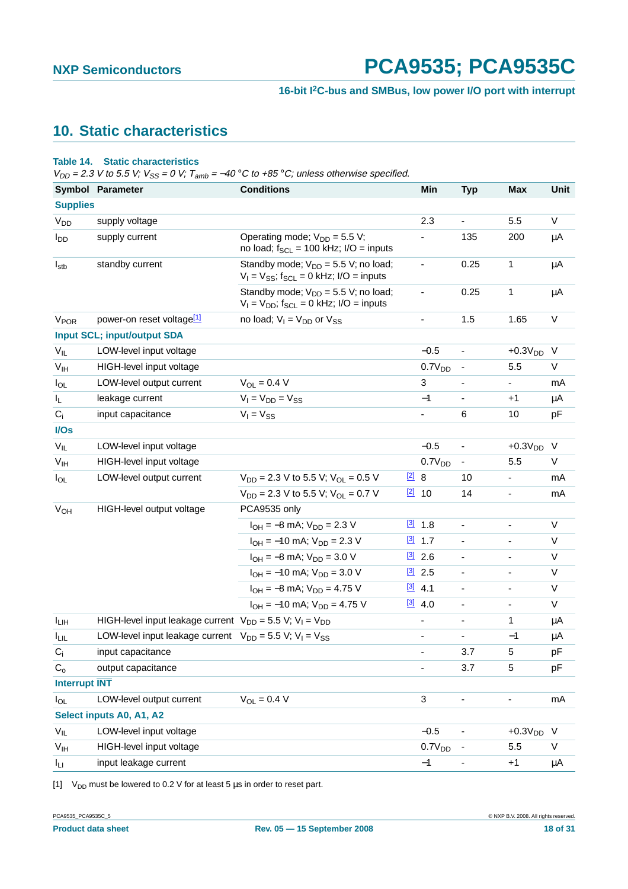## 10. Static characteristics

**Table 14. Static characteristics**

*$V_{DD}$ = 2.3 V to 5.5 V; $V_{SS}$ = 0 V; $T_{amb}$ = −40 °C to +85 °C; unless otherwise specified.*

| Symbol | Parameter | Conditions | | Min | Typ | Max | Unit |
|---|---|---|---|---|---|---|---|
| **Supplies** | | | | | | | |
| $V_{DD}$ | supply voltage | | | 2.3 | - | 5.5 | V |
| $I_{DD}$ | supply current | Operating mode; $V_{DD}$ = 5.5 V; no load; $f_{SCL}$ = 100 kHz; I/O = inputs | | - | 135 | 200 | μA |
| $I_{stb}$ | standby current | Standby mode; $V_{DD}$ = 5.5 V; no load; $V_I = V_{SS}$; $f_{SCL}$ = 0 kHz; I/O = inputs | | - | 0.25 | 1 | μA |
| | | Standby mode; $V_{DD}$ = 5.5 V; no load; $V_I = V_{DD}$; $f_{SCL}$ = 0 kHz; I/O = inputs | | - | 0.25 | 1 | μA |
| $V_{POR}$ | power-on reset voltage[1] | no load; $V_I = V_{DD}$ or $V_{SS}$ | | - | 1.5 | 1.65 | V |
| **Input SCL; input/output SDA** | | | | | | | |
| $V_{IL}$ | LOW-level input voltage | | | −0.5 | - | +0.3$V_{DD}$ | V |
| $V_{IH}$ | HIGH-level input voltage | | | 0.7$V_{DD}$ | - | 5.5 | V |
| $I_{OL}$ | LOW-level output current | $V_{OL}$ = 0.4 V | | 3 | - | - | mA |
| $I_L$ | leakage current | $V_I = V_{DD} = V_{SS}$ | | −1 | - | +1 | μA |
| $C_i$ | input capacitance | $V_I = V_{SS}$ | | - | 6 | 10 | pF |
| **I/Os** | | | | | | | |
| $V_{IL}$ | LOW-level input voltage | | | −0.5 | - | +0.3$V_{DD}$ | V |
| $V_{IH}$ | HIGH-level input voltage | | | 0.7$V_{DD}$ | - | 5.5 | V |
| $I_{OL}$ | LOW-level output current | $V_{DD}$ = 2.3 V to 5.5 V; $V_{OL}$ = 0.5 V | [2] | 8 | 10 | - | mA |
| | | $V_{DD}$ = 2.3 V to 5.5 V; $V_{OL}$ = 0.7 V | [2] | 10 | 14 | - | mA |
| $V_{OH}$ | HIGH-level output voltage | PCA9535 only | | | | | |
| | | $I_{OH}$ = −8 mA; $V_{DD}$ = 2.3 V | [3] | 1.8 | - | - | V |
| | | $I_{OH}$ = −10 mA; $V_{DD}$ = 2.3 V | [3] | 1.7 | - | - | V |
| | | $I_{OH}$ = −8 mA; $V_{DD}$ = 3.0 V | [3] | 2.6 | - | - | V |
| | | $I_{OH}$ = −10 mA; $V_{DD}$ = 3.0 V | [3] | 2.5 | - | - | V |
| | | $I_{OH}$ = −8 mA; $V_{DD}$ = 4.75 V | [3] | 4.1 | - | - | V |
| | | $I_{OH}$ = −10 mA; $V_{DD}$ = 4.75 V | [3] | 4.0 | - | - | V |
| $I_{LIH}$ | HIGH-level input leakage current | $V_{DD}$ = 5.5 V; $V_I = V_{DD}$ | | - | - | 1 | μA |
| $I_{LIL}$ | LOW-level input leakage current | $V_{DD}$ = 5.5 V; $V_I = V_{SS}$ | | - | - | −1 | μA |
| $C_i$ | input capacitance | | | - | 3.7 | 5 | pF |
| $C_o$ | output capacitance | | | - | 3.7 | 5 | pF |
| **Interrupt $\overline{INT}$** | | | | | | | |
| $I_{OL}$ | LOW-level output current | $V_{OL}$ = 0.4 V | | 3 | - | - | mA |
| **Select inputs A0, A1, A2** | | | | | | | |
| $V_{IL}$ | LOW-level input voltage | | | −0.5 | - | +0.3$V_{DD}$ | V |
| $V_{IH}$ | HIGH-level input voltage | | | 0.7$V_{DD}$ | - | 5.5 | V |
| $I_{LI}$ | input leakage current | | | −1 | - | +1 | μA |

[1] $V_{DD}$ must be lowered to 0.2 V for at least 5 μs in order to reset part.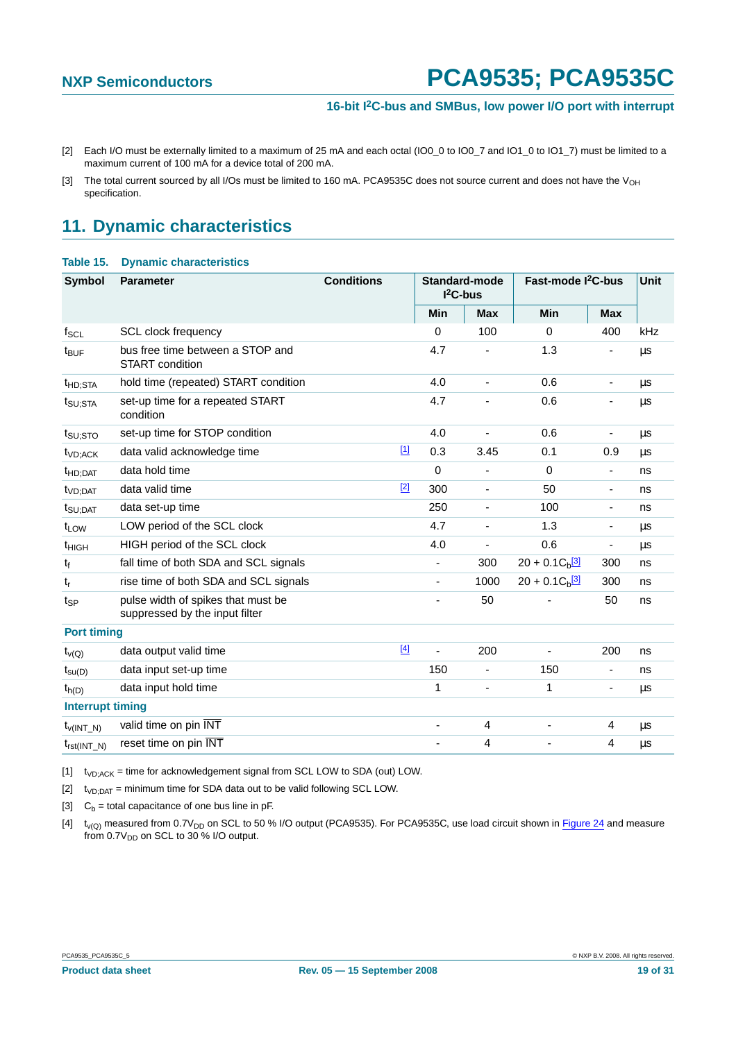[2] Each I/O must be externally limited to a maximum of 25 mA and each octal (IO0_0 to IO0_7 and IO1_0 to IO1_7) must be limited to a maximum current of 100 mA for a device total of 200 mA.

[3] The total current sourced by all I/Os must be limited to 160 mA. PCA9535C does not source current and does not have the $V_{OH}$ specification.

## 11. Dynamic characteristics

**Table 15. Dynamic characteristics**

| Symbol | Parameter | Conditions | Standard-mode $I^2C$-bus | | Fast-mode $I^2C$-bus | | Unit |
|---|---|---|---|---|---|---|---|
| | | | Min | Max | Min | Max | |
| $f_{SCL}$ | SCL clock frequency | | 0 | 100 | 0 | 400 | kHz |
| $t_{BUF}$ | bus free time between a STOP and START condition | | 4.7 | - | 1.3 | - | µs |
| $t_{HD;STA}$ | hold time (repeated) START condition | | 4.0 | - | 0.6 | - | µs |
| $t_{SU;STA}$ | set-up time for a repeated START condition | | 4.7 | - | 0.6 | - | µs |
| $t_{SU;STO}$ | set-up time for STOP condition | | 4.0 | - | 0.6 | - | µs |
| $t_{VD;ACK}$ | data valid acknowledge time | [1] | 0.3 | 3.45 | 0.1 | 0.9 | µs |
| $t_{HD;DAT}$ | data hold time | | 0 | - | 0 | - | ns |
| $t_{VD;DAT}$ | data valid time | [2] | 300 | - | 50 | - | ns |
| $t_{SU;DAT}$ | data set-up time | | 250 | - | 100 | - | ns |
| $t_{LOW}$ | LOW period of the SCL clock | | 4.7 | - | 1.3 | - | µs |
| $t_{HIGH}$ | HIGH period of the SCL clock | | 4.0 | - | 0.6 | - | µs |
| $t_f$ | fall time of both SDA and SCL signals | | - | 300 | $20 + 0.1C_b$ [3] | 300 | ns |
| $t_r$ | rise time of both SDA and SCL signals | | - | 1000 | $20 + 0.1C_b$ [3] | 300 | ns |
| $t_{SP}$ | pulse width of spikes that must be suppressed by the input filter | | - | 50 | - | 50 | ns |
| **Port timing** | | | | | | | |
| $t_{v(Q)}$ | data output valid time | [4] | - | 200 | - | 200 | ns |
| $t_{su(D)}$ | data input set-up time | | 150 | - | 150 | - | ns |
| $t_{h(D)}$ | data input hold time | | 1 | - | 1 | - | µs |
| **Interrupt timing** | | | | | | | |
| $t_{v(INT\_N)}$ | valid time on pin $\overline{INT}$ | | - | 4 | - | 4 | µs |
| $t_{rst(INT\_N)}$ | reset time on pin $\overline{INT}$ | | - | 4 | - | 4 | µs |

[1] $t_{VD;ACK}$ = time for acknowledgement signal from SCL LOW to SDA (out) LOW.

[2] $t_{VD;DAT}$ = minimum time for SDA data out to be valid following SCL LOW.

[3] $C_b$ = total capacitance of one bus line in pF.

[4] $t_{v(Q)}$ measured from $0.7V_{DD}$ on SCL to 50 % I/O output (PCA9535). For PCA9535C, use load circuit shown in Figure 24 and measure from $0.7V_{DD}$ on SCL to 30 % I/O output.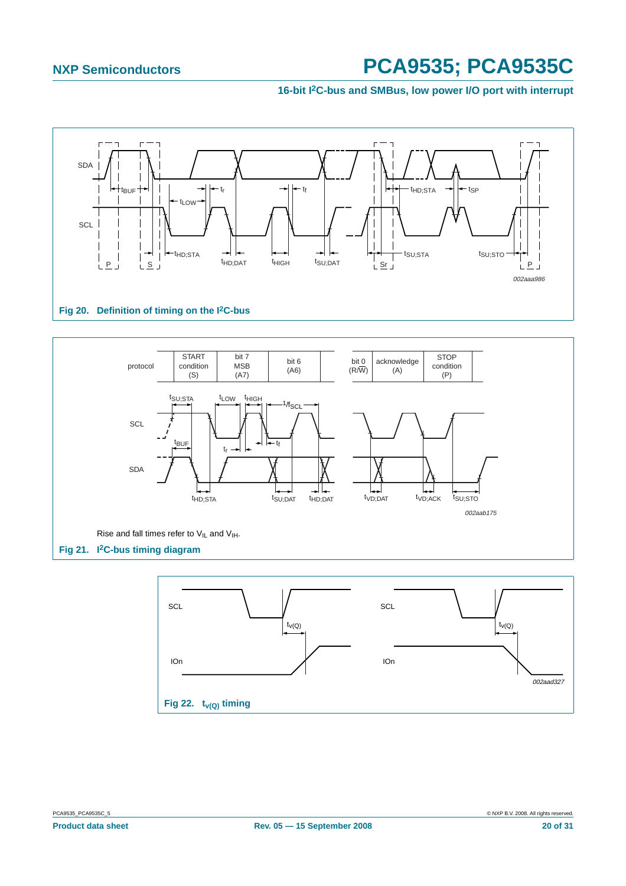**Fig 20. Definition of timing on the I²C-bus**

Rise and fall times refer to $V_{IL}$ and $V_{IH}$.

**Fig 21. I²C-bus timing diagram**

**Fig 22. $t_{v(Q)}$ timing**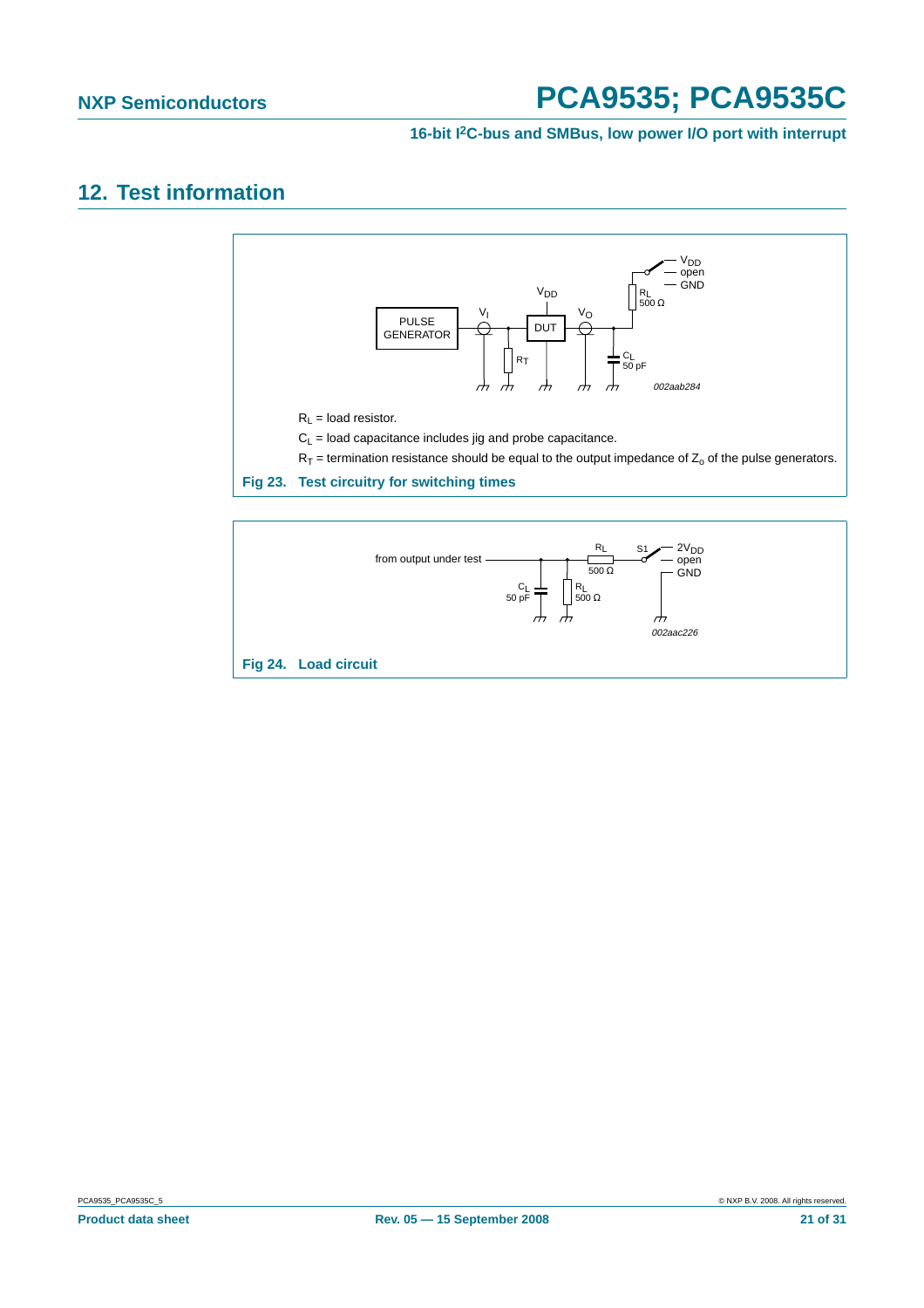## 12. Test information

$R_L$ = load resistor.

$C_L$ = load capacitance includes jig and probe capacitance.

$R_T$ = termination resistance should be equal to the output impedance of $Z_o$ of the pulse generators.

**Fig 23. Test circuitry for switching times**

**Fig 24. Load circuit**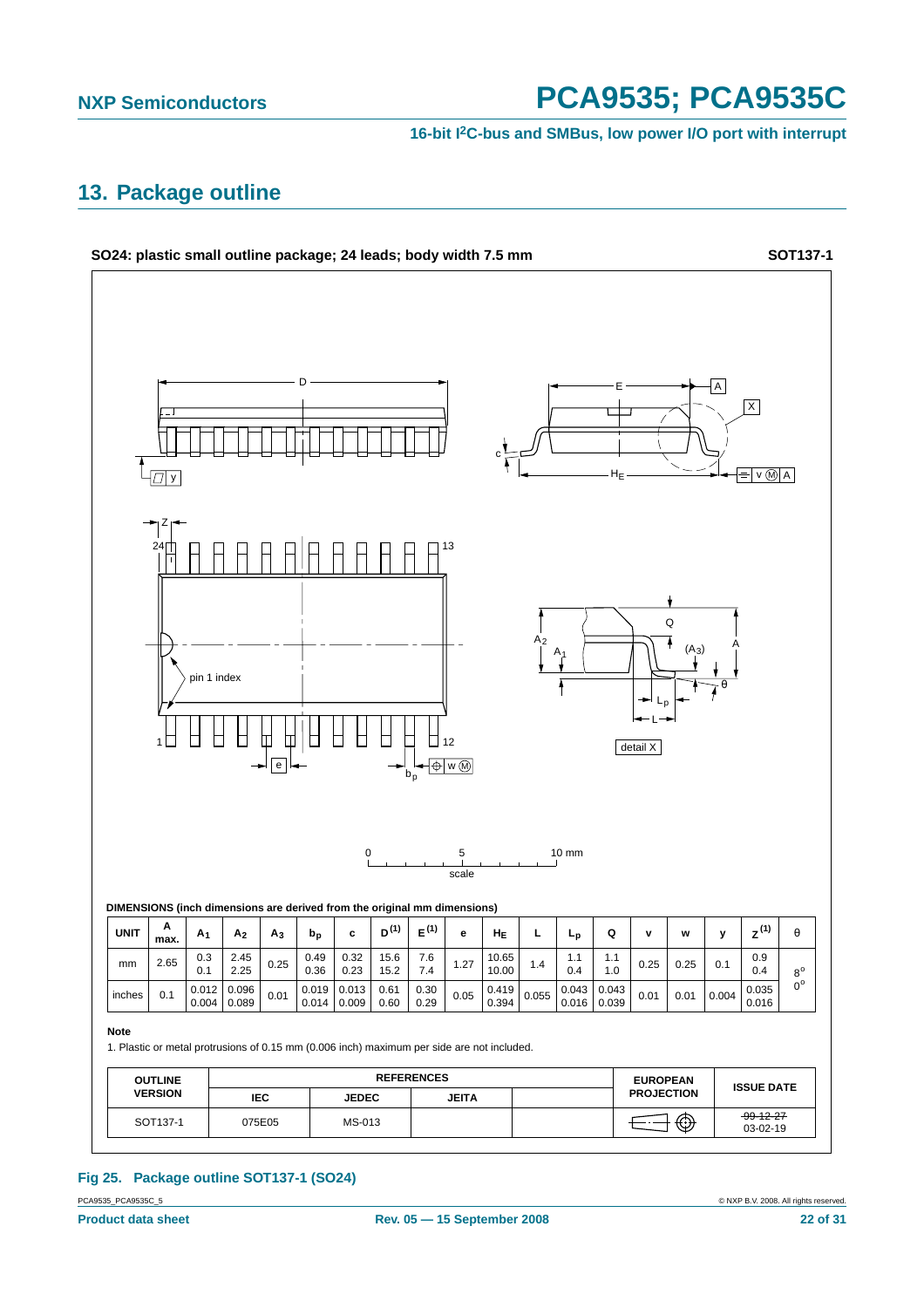## 13. Package outline

**SO24: plastic small outline package; 24 leads; body width 7.5 mm** **SOT137-1**

DIMENSIONS (inch dimensions are derived from the original mm dimensions)

| UNIT | A max. | $A_1$ | $A_2$ | $A_3$ | $b_p$ | c | $D^{(1)}$ | $E^{(1)}$ | e | $H_E$ | L | $L_p$ | Q | v | w | y | $Z^{(1)}$ | θ |
|---|---|---|---|---|---|---|---|---|---|---|---|---|---|---|---|---|---|---|
| mm | 2.65 | 0.3<br>0.1 | 2.45<br>2.25 | 0.25 | 0.49<br>0.36 | 0.32<br>0.23 | 15.6<br>15.2 | 7.6<br>7.4 | 1.27 | 10.65<br>10.00 | 1.4 | 1.1<br>0.4 | 1.1<br>1.0 | 0.25 | 0.25 | 0.1 | 0.9<br>0.4 | 8°<br>0° |
| inches | 0.1 | 0.012<br>0.004 | 0.096<br>0.089 | 0.01 | 0.019<br>0.014 | 0.013<br>0.009 | 0.61<br>0.60 | 0.30<br>0.29 | 0.05 | 0.419<br>0.394 | 0.055 | 0.043<br>0.016 | 0.043<br>0.039 | 0.01 | 0.01 | 0.004 | 0.035<br>0.016 | |

**Note**

1. Plastic or metal protrusions of 0.15 mm (0.006 inch) maximum per side are not included.

| OUTLINE VERSION | REFERENCES | | | | EUROPEAN PROJECTION | ISSUE DATE |
|---|---|---|---|---|---|---|
| | IEC | JEDEC | JEITA | | | |
| SOT137-1 | 075E05 | MS-013 | | | | ~~99-12-27~~<br>03-02-19 |

**Fig 25. Package outline SOT137-1 (SO24)**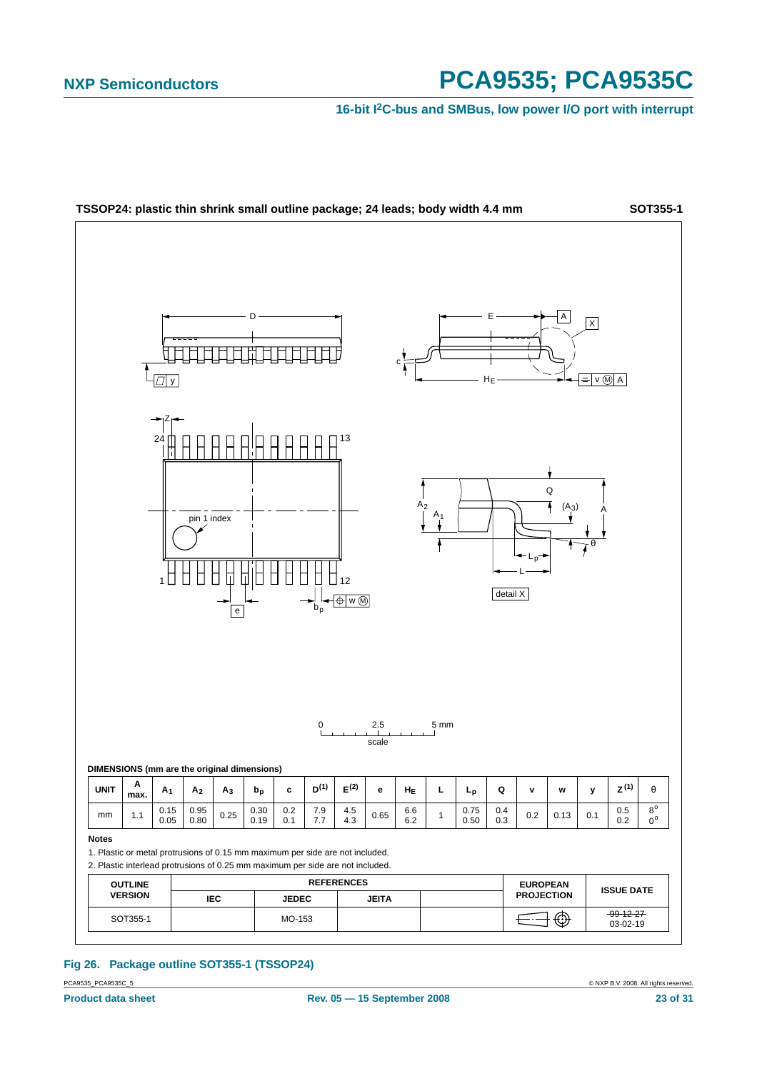**TSSOP24: plastic thin shrink small outline package; 24 leads; body width 4.4 mm** **SOT355-1**

**DIMENSIONS (mm are the original dimensions)**

| UNIT | A max. | $A_1$ | $A_2$ | $A_3$ | $b_p$ | c | $D^{(1)}$ | $E^{(2)}$ | e | $H_E$ | L | $L_p$ | Q | v | w | y | $Z^{(1)}$ | θ |
|---|---|---|---|---|---|---|---|---|---|---|---|---|---|---|---|---|---|---|
| mm | 1.1 | 0.15<br>0.05 | 0.95<br>0.80 | 0.25 | 0.30<br>0.19 | 0.2<br>0.1 | 7.9<br>7.7 | 4.5<br>4.3 | 0.65 | 6.6<br>6.2 | 1 | 0.75<br>0.50 | 0.4<br>0.3 | 0.2 | 0.13 | 0.1 | 0.5<br>0.2 | 8°<br>0° |

**Notes**

1. Plastic or metal protrusions of 0.15 mm maximum per side are not included.
2. Plastic interlead protrusions of 0.25 mm maximum per side are not included.

| OUTLINE VERSION | REFERENCES | | | | EUROPEAN PROJECTION | ISSUE DATE |
|---|---|---|---|---|---|---|
| | IEC | JEDEC | JEITA | | | |
| SOT355-1 | | MO-153 | | | | ~~99-12-27~~<br>03-02-19 |

**Fig 26. Package outline SOT355-1 (TSSOP24)**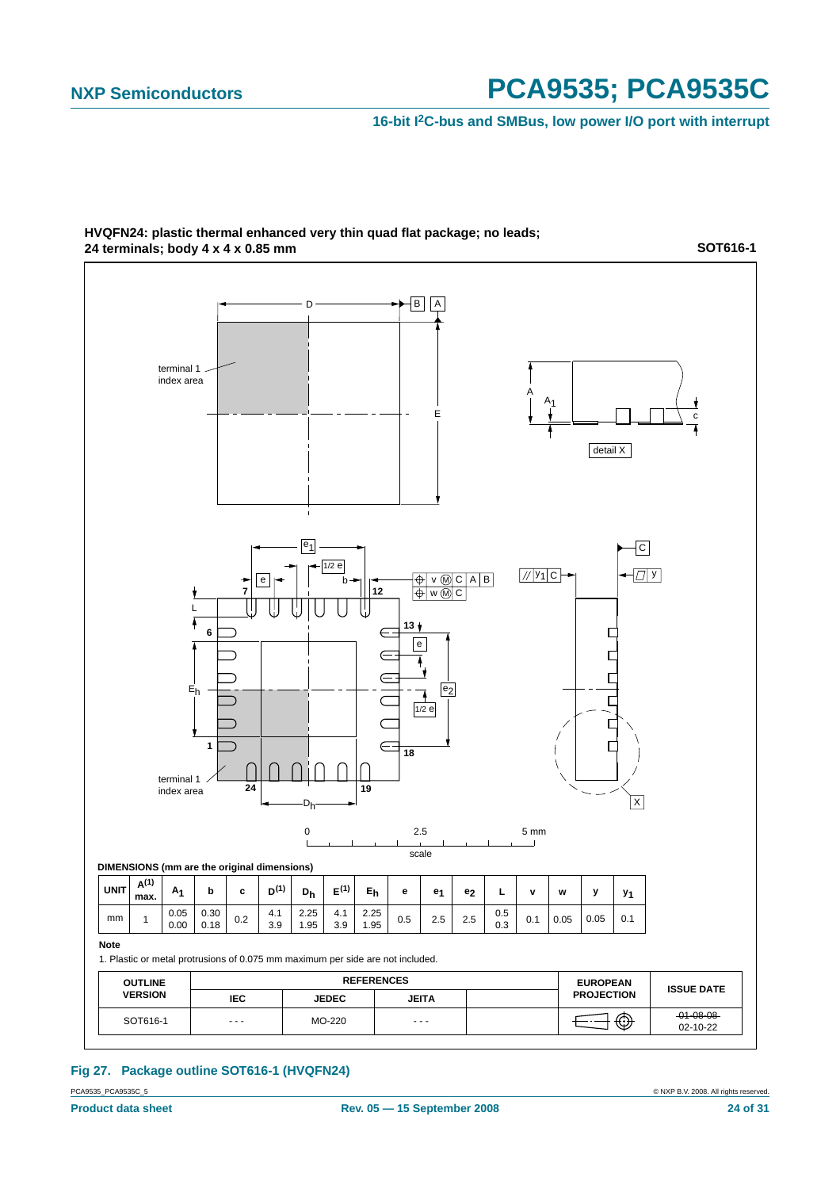## HVQFN24: plastic thermal enhanced very thin quad flat package; no leads; 24 terminals; body 4 x 4 x 0.85 mm

**SOT616-1**

**DIMENSIONS (mm are the original dimensions)**

| UNIT | A(1) max. | $A_1$ | b | c | D(1) | $D_h$ | E(1) | $E_h$ | e | $e_1$ | $e_2$ | L | v | w | y | $y_1$ |
|---|---|---|---|---|---|---|---|---|---|---|---|---|---|---|---|---|
| mm | 1 | 0.05<br>0.00 | 0.30<br>0.18 | 0.2 | 4.1<br>3.9 | 2.25<br>1.95 | 4.1<br>3.9 | 2.25<br>1.95 | 0.5 | 2.5 | 2.5 | 0.5<br>0.3 | 0.1 | 0.05 | 0.05 | 0.1 |

**Note**

1. Plastic or metal protrusions of 0.075 mm maximum per side are not included.

| OUTLINE VERSION | REFERENCES | | | | EUROPEAN PROJECTION | ISSUE DATE |
|---|---|---|---|---|---|---|
| | IEC | JEDEC | JEITA | | | |
| SOT616-1 | - - - | MO-220 | - - - | | | ~~01-08-08~~<br>02-10-22 |

**Fig 27. Package outline SOT616-1 (HVQFN24)**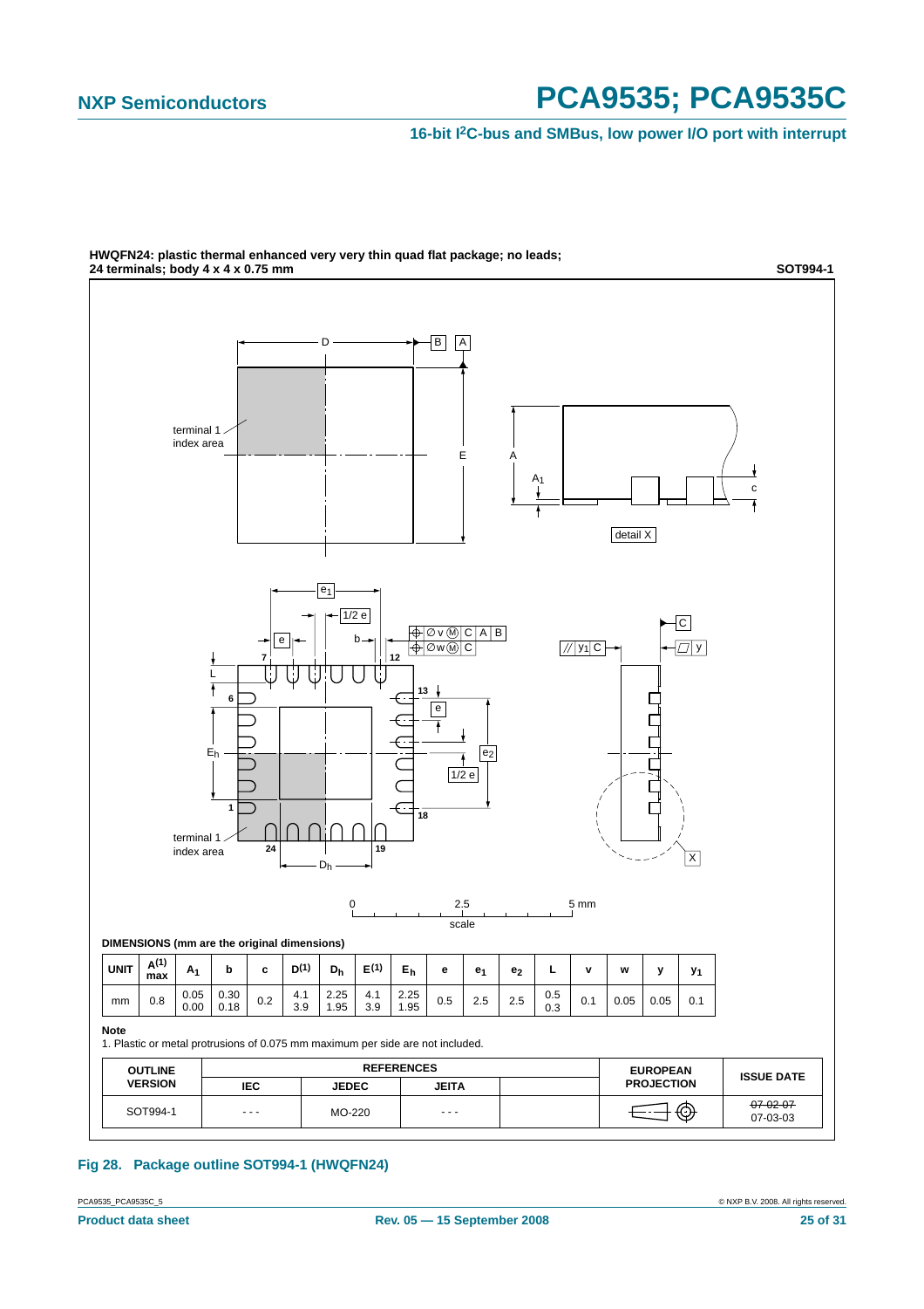**HWQFN24: plastic thermal enhanced very very thin quad flat package; no leads; 24 terminals; body 4 x 4 x 0.75 mm**

**SOT994-1**

**DIMENSIONS (mm are the original dimensions)**

| UNIT | $A^{(1)}$ max | $A_1$ | b | c | $D^{(1)}$ | $D_h$ | $E^{(1)}$ | $E_h$ | e | $e_1$ | $e_2$ | L | v | w | y | $y_1$ |
|---|---|---|---|---|---|---|---|---|---|---|---|---|---|---|---|---|
| mm | 0.8 | 0.05<br>0.00 | 0.30<br>0.18 | 0.2 | 4.1<br>3.9 | 2.25<br>1.95 | 4.1<br>3.9 | 2.25<br>1.95 | 0.5 | 2.5 | 2.5 | 0.5<br>0.3 | 0.1 | 0.05 | 0.05 | 0.1 |

**Note**

1. Plastic or metal protrusions of 0.075 mm maximum per side are not included.

| OUTLINE VERSION | REFERENCES IEC | REFERENCES JEDEC | REFERENCES JEITA | | EUROPEAN PROJECTION | ISSUE DATE |
|---|---|---|---|---|---|---|
| SOT994-1 | - - - | MO-220 | - - - | | | ~~07-02-07~~<br>07-03-03 |

**Fig 28. Package outline SOT994-1 (HWQFN24)**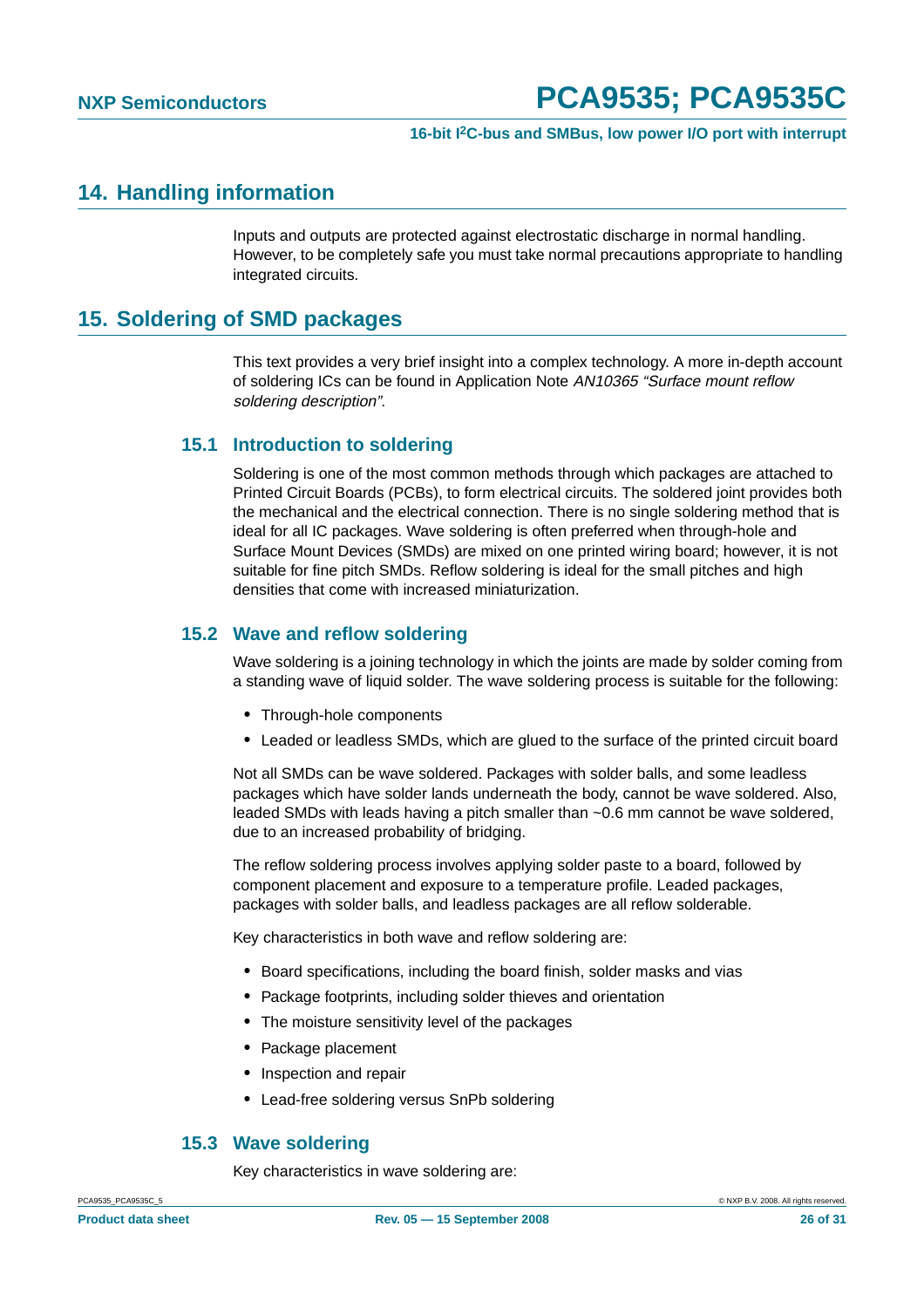## 14. Handling information

Inputs and outputs are protected against electrostatic discharge in normal handling. However, to be completely safe you must take normal precautions appropriate to handling integrated circuits.

## 15. Soldering of SMD packages

This text provides a very brief insight into a complex technology. A more in-depth account of soldering ICs can be found in Application Note *AN10365 “Surface mount reflow soldering description”*.

### 15.1 Introduction to soldering

Soldering is one of the most common methods through which packages are attached to Printed Circuit Boards (PCBs), to form electrical circuits. The soldered joint provides both the mechanical and the electrical connection. There is no single soldering method that is ideal for all IC packages. Wave soldering is often preferred when through-hole and Surface Mount Devices (SMDs) are mixed on one printed wiring board; however, it is not suitable for fine pitch SMDs. Reflow soldering is ideal for the small pitches and high densities that come with increased miniaturization.

### 15.2 Wave and reflow soldering

Wave soldering is a joining technology in which the joints are made by solder coming from a standing wave of liquid solder. The wave soldering process is suitable for the following:

- Through-hole components
- Leaded or leadless SMDs, which are glued to the surface of the printed circuit board

Not all SMDs can be wave soldered. Packages with solder balls, and some leadless packages which have solder lands underneath the body, cannot be wave soldered. Also, leaded SMDs with leads having a pitch smaller than ~0.6 mm cannot be wave soldered, due to an increased probability of bridging.

The reflow soldering process involves applying solder paste to a board, followed by component placement and exposure to a temperature profile. Leaded packages, packages with solder balls, and leadless packages are all reflow solderable.

Key characteristics in both wave and reflow soldering are:

- Board specifications, including the board finish, solder masks and vias
- Package footprints, including solder thieves and orientation
- The moisture sensitivity level of the packages
- Package placement
- Inspection and repair
- Lead-free soldering versus SnPb soldering

### 15.3 Wave soldering

Key characteristics in wave soldering are: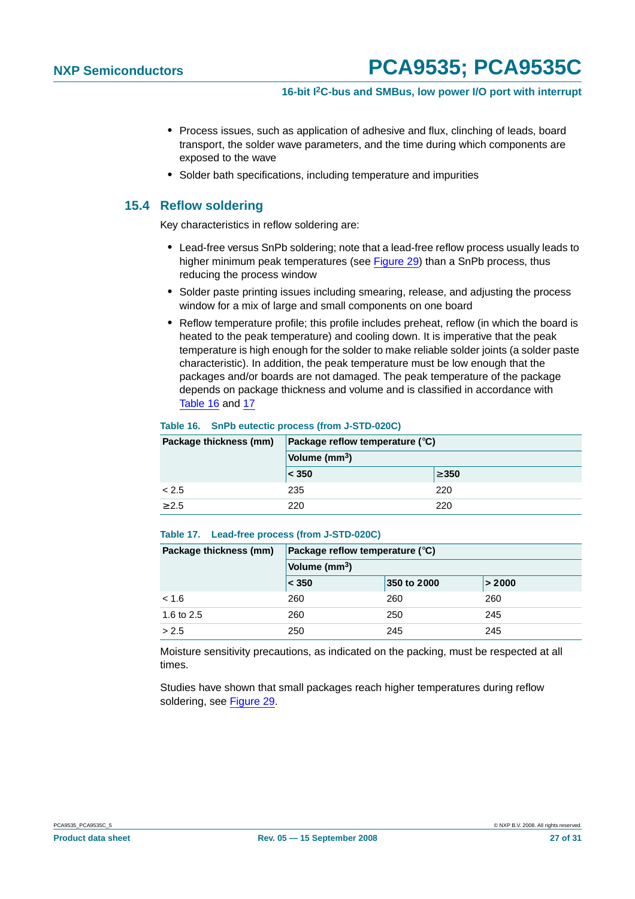- Process issues, such as application of adhesive and flux, clinching of leads, board transport, the solder wave parameters, and the time during which components are exposed to the wave
- Solder bath specifications, including temperature and impurities

## 15.4 Reflow soldering

Key characteristics in reflow soldering are:

- Lead-free versus SnPb soldering; note that a lead-free reflow process usually leads to higher minimum peak temperatures (see Figure 29) than a SnPb process, thus reducing the process window
- Solder paste printing issues including smearing, release, and adjusting the process window for a mix of large and small components on one board
- Reflow temperature profile; this profile includes preheat, reflow (in which the board is heated to the peak temperature) and cooling down. It is imperative that the peak temperature is high enough for the solder to make reliable solder joints (a solder paste characteristic). In addition, the peak temperature must be low enough that the packages and/or boards are not damaged. The peak temperature of the package depends on package thickness and volume and is classified in accordance with Table 16 and 17

**Table 16. SnPb eutectic process (from J-STD-020C)**

| Package thickness (mm) | Package reflow temperature (°C) | |
|---|---|---|
| | Volume ($mm^3$) | |
| | < 350 | ≥350 |
| < 2.5 | 235 | 220 |
| ≥2.5 | 220 | 220 |

**Table 17. Lead-free process (from J-STD-020C)**

| Package thickness (mm) | Package reflow temperature (°C) | | |
|---|---|---|---|
| | Volume ($mm^3$) | | |
| | < 350 | 350 to 2000 | > 2000 |
| < 1.6 | 260 | 260 | 260 |
| 1.6 to 2.5 | 260 | 250 | 245 |
| > 2.5 | 250 | 245 | 245 |

Moisture sensitivity precautions, as indicated on the packing, must be respected at all times.

Studies have shown that small packages reach higher temperatures during reflow soldering, see Figure 29.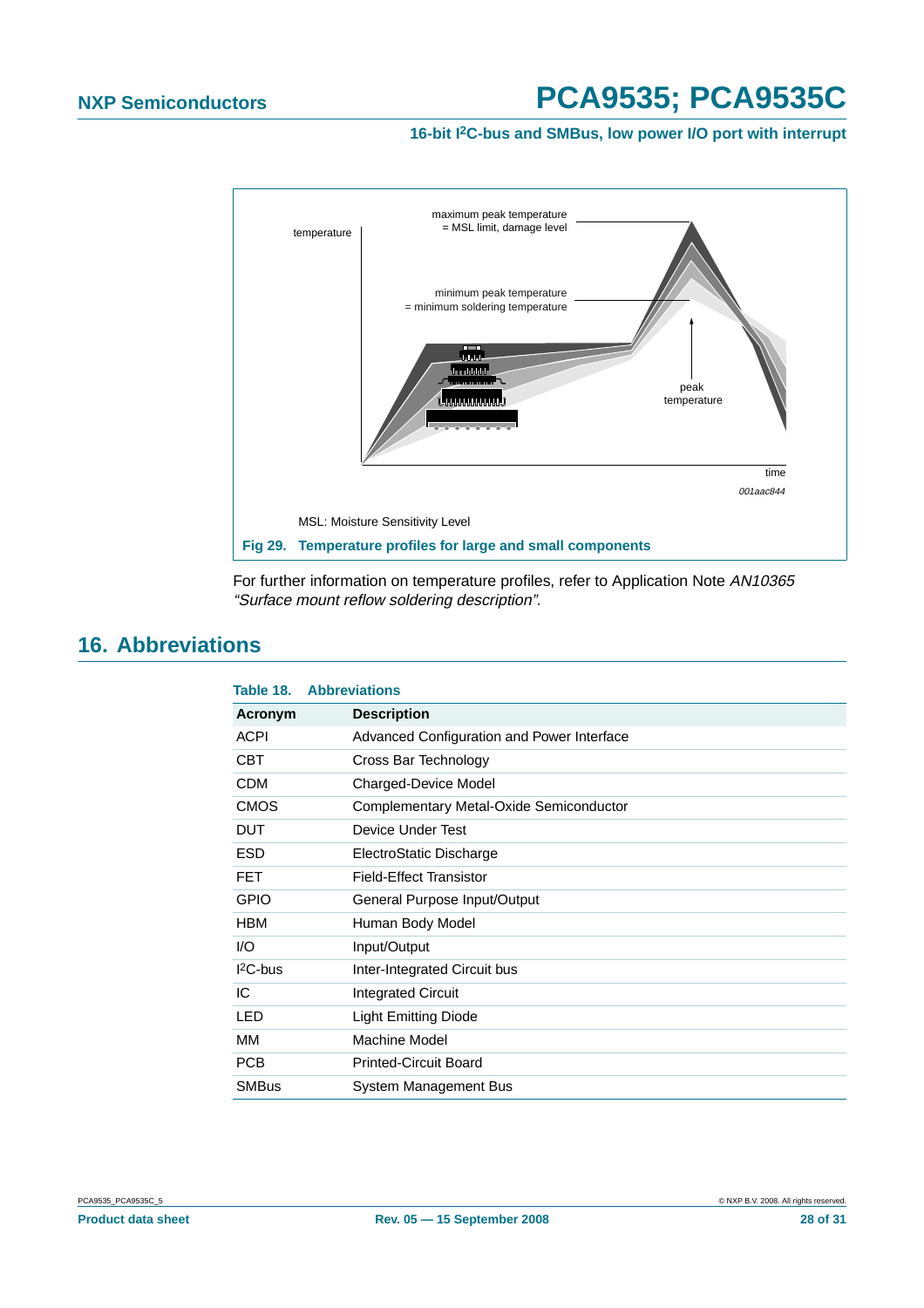temperature

maximum peak temperature = MSL limit, damage level

minimum peak temperature = minimum soldering temperature

peak temperature

time

001aac844

MSL: Moisture Sensitivity Level

**Fig 29. Temperature profiles for large and small components**

For further information on temperature profiles, refer to Application Note *AN10365 “Surface mount reflow soldering description”*.

## 16. Abbreviations

**Table 18. Abbreviations**

| Acronym | Description |
|---|---|
| ACPI | Advanced Configuration and Power Interface |
| CBT | Cross Bar Technology |
| CDM | Charged-Device Model |
| CMOS | Complementary Metal-Oxide Semiconductor |
| DUT | Device Under Test |
| ESD | ElectroStatic Discharge |
| FET | Field-Effect Transistor |
| GPIO | General Purpose Input/Output |
| HBM | Human Body Model |
| I/O | Input/Output |
| $I^2C$-bus | Inter-Integrated Circuit bus |
| IC | Integrated Circuit |
| LED | Light Emitting Diode |
| MM | Machine Model |
| PCB | Printed-Circuit Board |
| SMBus | System Management Bus |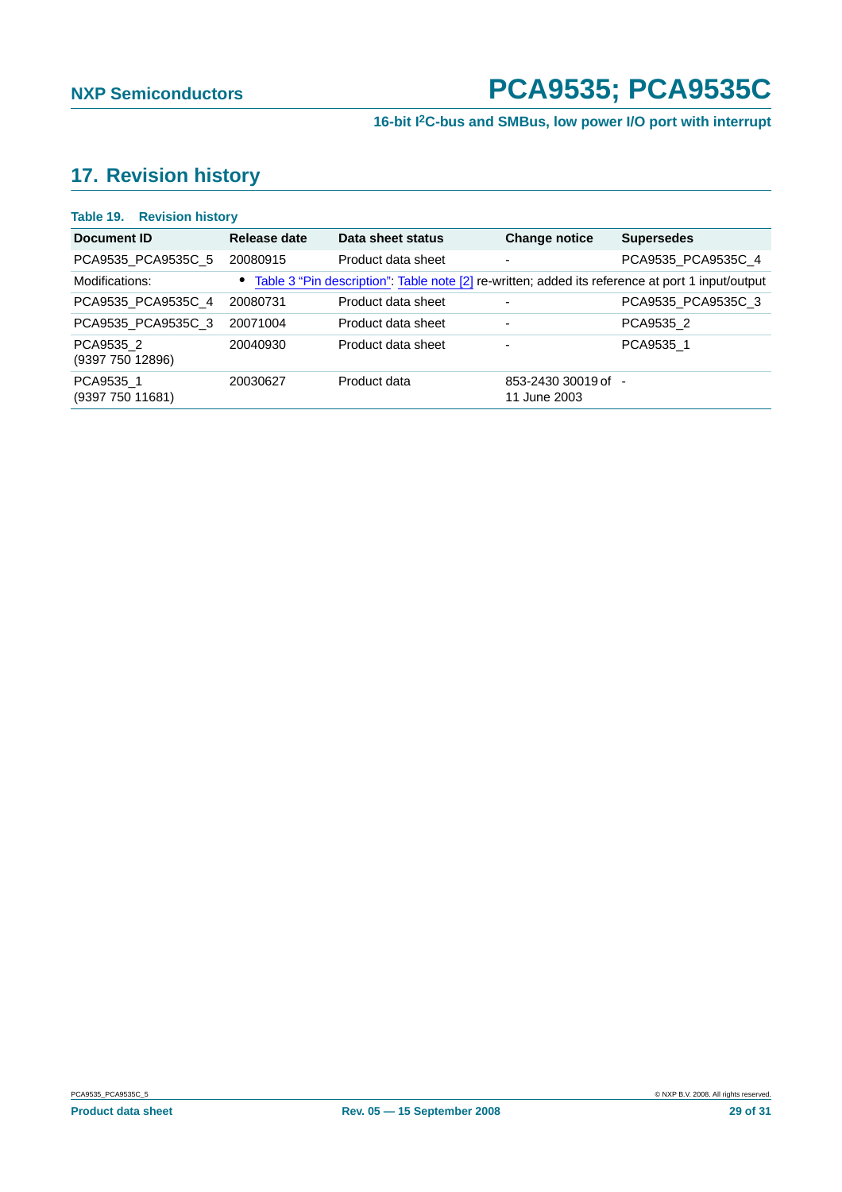## 17. Revision history

**Table 19. Revision history**

| Document ID | Release date | Data sheet status | Change notice | Supersedes |
|---|---|---|---|---|
| PCA9535_PCA9535C_5 | 20080915 | Product data sheet | - | PCA9535_PCA9535C_4 |
| Modifications: | • Table 3 "Pin description": Table note [2] re-written; added its reference at port 1 input/output | | | |
| PCA9535_PCA9535C_4 | 20080731 | Product data sheet | - | PCA9535_PCA9535C_3 |
| PCA9535_PCA9535C_3 | 20071004 | Product data sheet | - | PCA9535_2 |
| PCA9535_2 (9397 750 12896) | 20040930 | Product data sheet | - | PCA9535_1 |
| PCA9535_1 (9397 750 11681) | 20030627 | Product data | 853-2430 30019 of 11 June 2003 | - |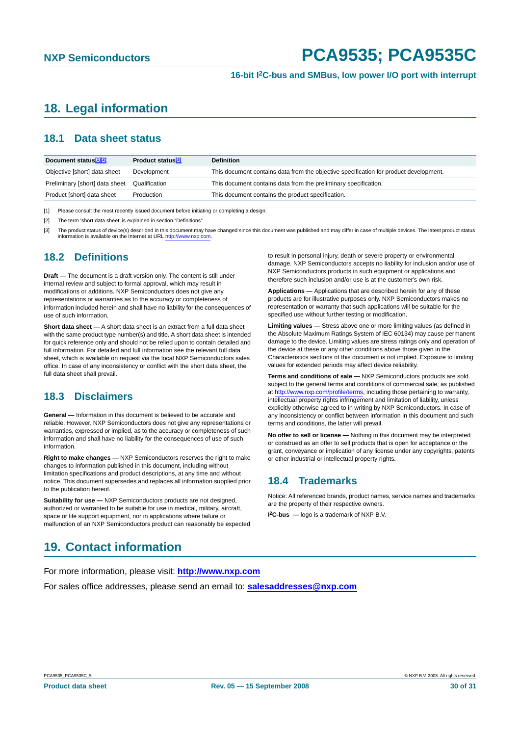# 18. Legal information

## 18.1 Data sheet status

| Document status[1][2] | Product status[3] | Definition |
|---|---|---|
| Objective [short] data sheet | Development | This document contains data from the objective specification for product development. |
| Preliminary [short] data sheet | Qualification | This document contains data from the preliminary specification. |
| Product [short] data sheet | Production | This document contains the product specification. |

[1] Please consult the most recently issued document before initiating or completing a design.

[2] The term 'short data sheet' is explained in section "Definitions".

[3] The product status of device(s) described in this document may have changed since this document was published and may differ in case of multiple devices. The latest product status information is available on the Internet at URL http://www.nxp.com.

## 18.2 Definitions

**Draft —** The document is a draft version only. The content is still under internal review and subject to formal approval, which may result in modifications or additions. NXP Semiconductors does not give any representations or warranties as to the accuracy or completeness of information included herein and shall have no liability for the consequences of use of such information.

**Short data sheet —** A short data sheet is an extract from a full data sheet with the same product type number(s) and title. A short data sheet is intended for quick reference only and should not be relied upon to contain detailed and full information. For detailed and full information see the relevant full data sheet, which is available on request via the local NXP Semiconductors sales office. In case of any inconsistency or conflict with the short data sheet, the full data sheet shall prevail.

## 18.3 Disclaimers

**General —** Information in this document is believed to be accurate and reliable. However, NXP Semiconductors does not give any representations or warranties, expressed or implied, as to the accuracy or completeness of such information and shall have no liability for the consequences of use of such information.

**Right to make changes —** NXP Semiconductors reserves the right to make changes to information published in this document, including without limitation specifications and product descriptions, at any time and without notice. This document supersedes and replaces all information supplied prior to the publication hereof.

**Suitability for use —** NXP Semiconductors products are not designed, authorized or warranted to be suitable for use in medical, military, aircraft, space or life support equipment, nor in applications where failure or malfunction of an NXP Semiconductors product can reasonably be expected to result in personal injury, death or severe property or environmental damage. NXP Semiconductors accepts no liability for inclusion and/or use of NXP Semiconductors products in such equipment or applications and therefore such inclusion and/or use is at the customer's own risk.

**Applications —** Applications that are described herein for any of these products are for illustrative purposes only. NXP Semiconductors makes no representation or warranty that such applications will be suitable for the specified use without further testing or modification.

**Limiting values —** Stress above one or more limiting values (as defined in the Absolute Maximum Ratings System of IEC 60134) may cause permanent damage to the device. Limiting values are stress ratings only and operation of the device at these or any other conditions above those given in the Characteristics sections of this document is not implied. Exposure to limiting values for extended periods may affect device reliability.

**Terms and conditions of sale —** NXP Semiconductors products are sold subject to the general terms and conditions of commercial sale, as published at http://www.nxp.com/profile/terms, including those pertaining to warranty, intellectual property rights infringement and limitation of liability, unless explicitly otherwise agreed to in writing by NXP Semiconductors. In case of any inconsistency or conflict between information in this document and such terms and conditions, the latter will prevail.

**No offer to sell or license —** Nothing in this document may be interpreted or construed as an offer to sell products that is open for acceptance or the grant, conveyance or implication of any license under any copyrights, patents or other industrial or intellectual property rights.

## 18.4 Trademarks

Notice: All referenced brands, product names, service names and trademarks are the property of their respective owners.

**I²C-bus —** logo is a trademark of NXP B.V.

# 19. Contact information

For more information, please visit: **http://www.nxp.com**

For sales office addresses, please send an email to: **salesaddresses@nxp.com**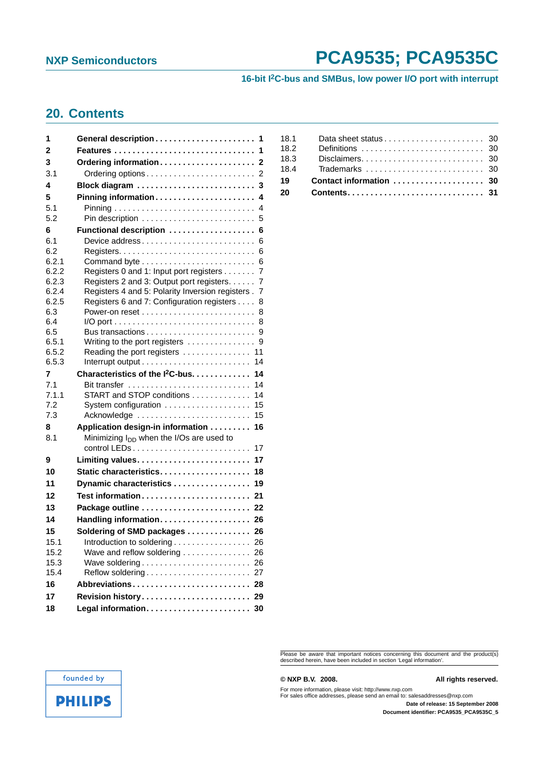## 20. Contents

| | | |
|---|---|---|
| **1** | **General description** | **1** |
| **2** | **Features** | **1** |
| **3** | **Ordering information** | **2** |
| 3.1 | Ordering options | 2 |
| **4** | **Block diagram** | **3** |
| **5** | **Pinning information** | **4** |
| 5.1 | Pinning | 4 |
| 5.2 | Pin description | 5 |
| **6** | **Functional description** | **6** |
| 6.1 | Device address | 6 |
| 6.2 | Registers | 6 |
| 6.2.1 | Command byte | 6 |
| 6.2.2 | Registers 0 and 1: Input port registers | 7 |
| 6.2.3 | Registers 2 and 3: Output port registers | 7 |
| 6.2.4 | Registers 4 and 5: Polarity Inversion registers | 7 |
| 6.2.5 | Registers 6 and 7: Configuration registers | 8 |
| 6.3 | Power-on reset | 8 |
| 6.4 | I/O port | 8 |
| 6.5 | Bus transactions | 9 |
| 6.5.1 | Writing to the port registers | 9 |
| 6.5.2 | Reading the port registers | 11 |
| 6.5.3 | Interrupt output | 14 |
| **7** | **Characteristics of the I²C-bus** | **14** |
| 7.1 | Bit transfer | 14 |
| 7.1.1 | START and STOP conditions | 14 |
| 7.2 | System configuration | 15 |
| 7.3 | Acknowledge | 15 |
| **8** | **Application design-in information** | **16** |
| 8.1 | Minimizing $I_{DD}$ when the I/Os are used to control LEDs | 17 |
| **9** | **Limiting values** | **17** |
| **10** | **Static characteristics** | **18** |
| **11** | **Dynamic characteristics** | **19** |
| **12** | **Test information** | **21** |
| **13** | **Package outline** | **22** |
| **14** | **Handling information** | **26** |
| **15** | **Soldering of SMD packages** | **26** |
| 15.1 | Introduction to soldering | 26 |
| 15.2 | Wave and reflow soldering | 26 |
| 15.3 | Wave soldering | 26 |
| 15.4 | Reflow soldering | 27 |
| **16** | **Abbreviations** | **28** |
| **17** | **Revision history** | **29** |
| **18** | **Legal information** | **30** |
| 18.1 | Data sheet status | 30 |
| 18.2 | Definitions | 30 |
| 18.3 | Disclaimers | 30 |
| 18.4 | Trademarks | 30 |
| **19** | **Contact information** | **30** |
| **20** | **Contents** | **31** |

Please be aware that important notices concerning this document and the product(s) described herein, have been included in section 'Legal information'.

**© NXP B.V. 2008. All rights reserved.**

For more information, please visit: http://www.nxp.com
For sales office addresses, please send an email to: salesaddresses@nxp.com

**Date of release: 15 September 2008**
**Document identifier: PCA9535_PCA9535C_5**

founded by PHILIPS